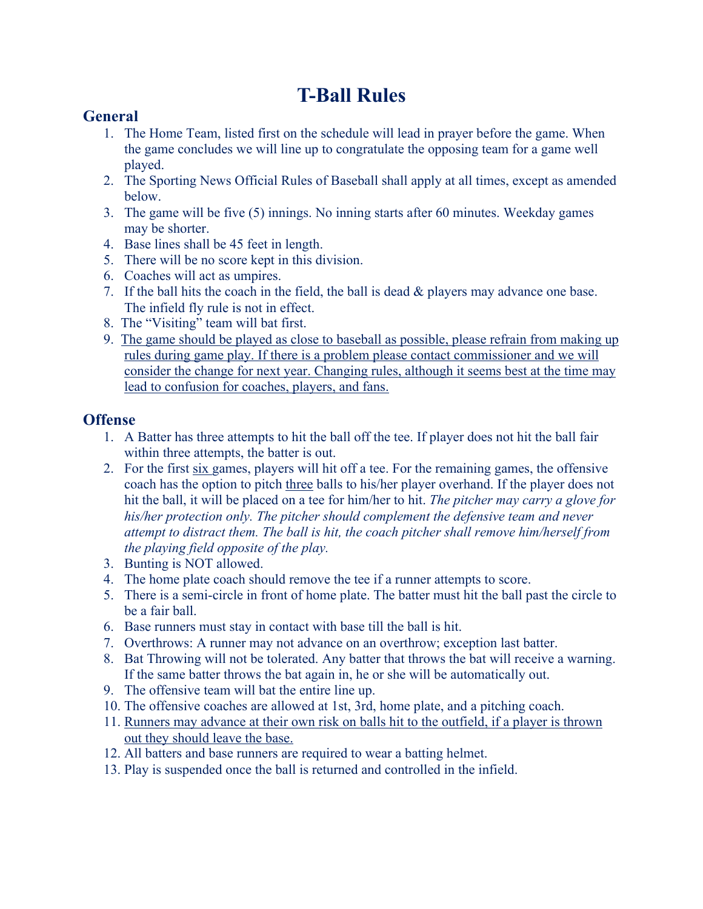# T-Ball Rules

## General

1. The Home Team, listed first on the schedule will lead in prayer before the game. When the game concludes we will line up to congratulate the opposing team for a game well played.
2. The Sporting News Official Rules of Baseball shall apply at all times, except as amended below.
3. The game will be five (5) innings. No inning starts after 60 minutes. Weekday games may be shorter.
4. Base lines shall be 45 feet in length.
5. There will be no score kept in this division.
6. Coaches will act as umpires.
7. If the ball hits the coach in the field, the ball is dead & players may advance one base. The infield fly rule is not in effect.
8. The "Visiting" team will bat first.
9. <u>The game should be played as close to baseball as possible, please refrain from making up rules during game play. If there is a problem please contact commissioner and we will consider the change for next year. Changing rules, although it seems best at the time may lead to confusion for coaches, players, and fans.</u>

## Offense

1. A Batter has three attempts to hit the ball off the tee. If player does not hit the ball fair within three attempts, the batter is out.
2. For the first <u>six</u> games, players will hit off a tee. For the remaining games, the offensive coach has the option to pitch <u>three</u> balls to his/her player overhand. If the player does not hit the ball, it will be placed on a tee for him/her to hit. *The pitcher may carry a glove for his/her protection only. The pitcher should complement the defensive team and never attempt to distract them. The ball is hit, the coach pitcher shall remove him/herself from the playing field opposite of the play.*
3. Bunting is NOT allowed.
4. The home plate coach should remove the tee if a runner attempts to score.
5. There is a semi-circle in front of home plate. The batter must hit the ball past the circle to be a fair ball.
6. Base runners must stay in contact with base till the ball is hit.
7. Overthrows: A runner may not advance on an overthrow; exception last batter.
8. Bat Throwing will not be tolerated. Any batter that throws the bat will receive a warning. If the same batter throws the bat again in, he or she will be automatically out.
9. The offensive team will bat the entire line up.
10. The offensive coaches are allowed at 1st, 3rd, home plate, and a pitching coach.
11. <u>Runners may advance at their own risk on balls hit to the outfield, if a player is thrown out they should leave the base.</u>
12. All batters and base runners are required to wear a batting helmet.
13. Play is suspended once the ball is returned and controlled in the infield.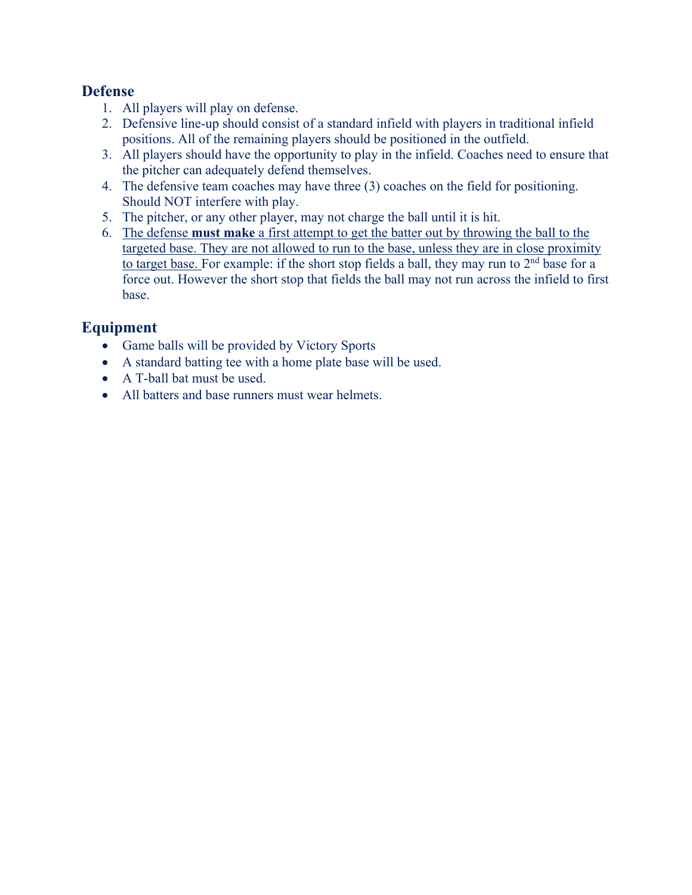## Defense

1. All players will play on defense.
2. Defensive line-up should consist of a standard infield with players in traditional infield positions. All of the remaining players should be positioned in the outfield.
3. All players should have the opportunity to play in the infield. Coaches need to ensure that the pitcher can adequately defend themselves.
4. The defensive team coaches may have three (3) coaches on the field for positioning. Should NOT interfere with play.
5. The pitcher, or any other player, may not charge the ball until it is hit.
6. The defense **must make** a first attempt to get the batter out by throwing the ball to the targeted base. They are not allowed to run to the base, unless they are in close proximity to target base. For example: if the short stop fields a ball, they may run to 2nd base for a force out. However the short stop that fields the ball may not run across the infield to first base.

## Equipment

- Game balls will be provided by Victory Sports
- A standard batting tee with a home plate base will be used.
- A T-ball bat must be used.
- All batters and base runners must wear helmets.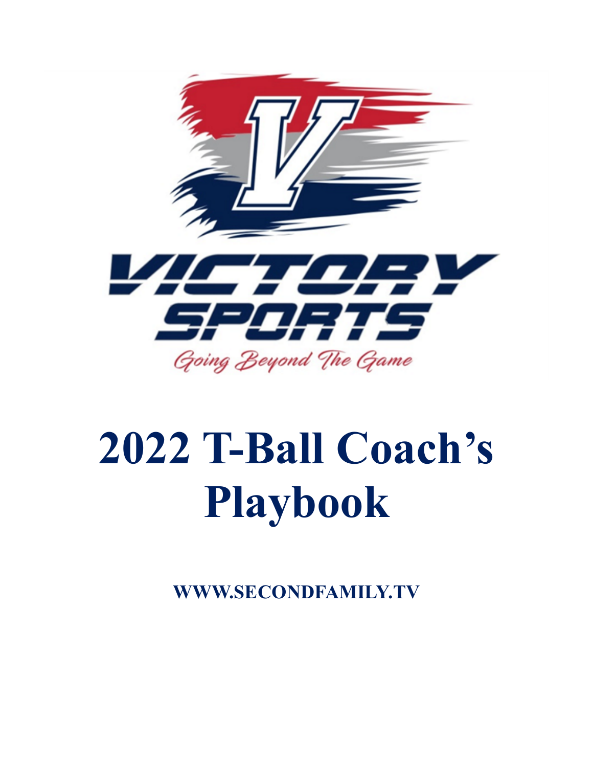VICTORY SPORTS

Going Beyond The Game

# 2022 T-Ball Coach's Playbook

**WWW.SECONDFAMILY.TV**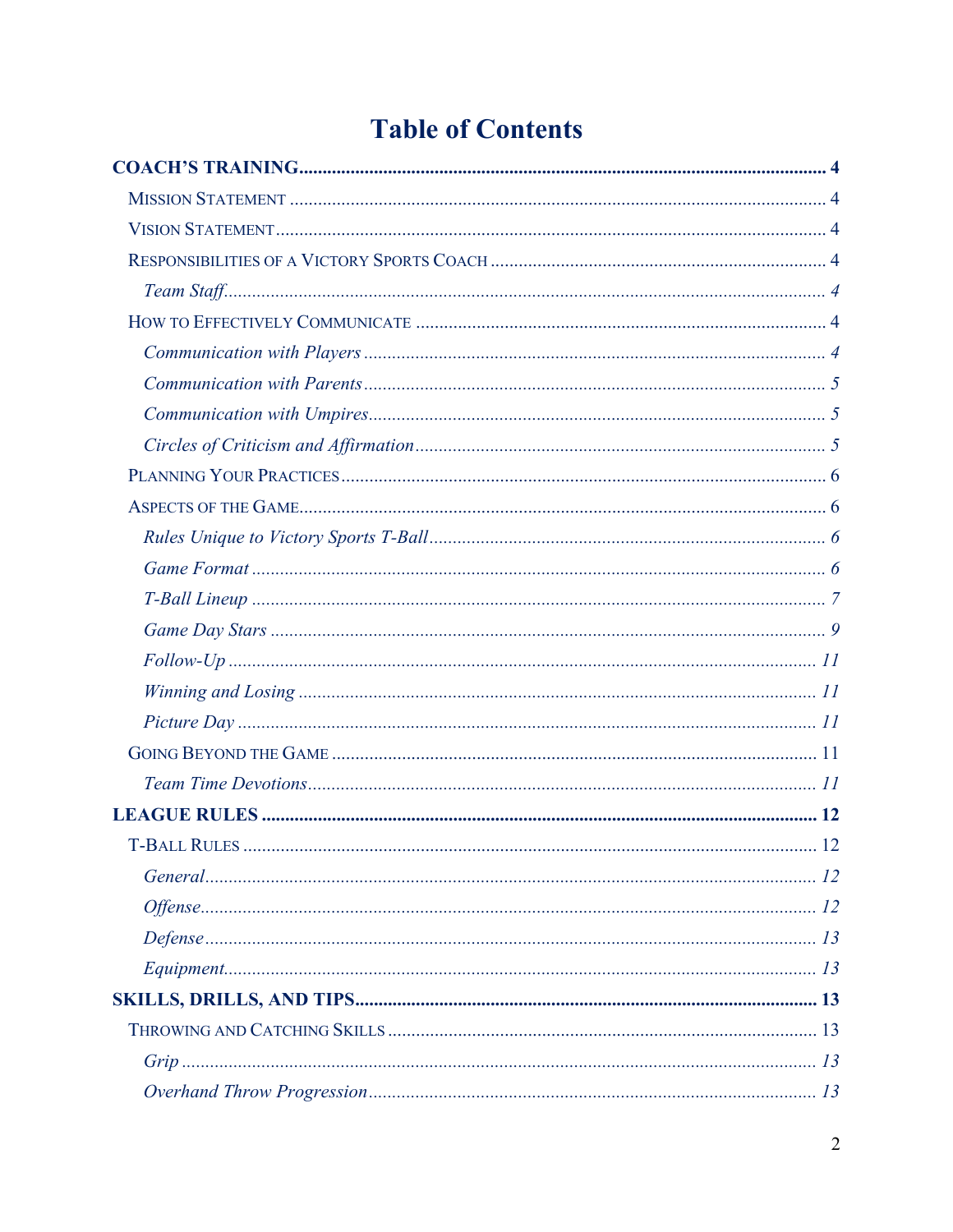# Table of Contents

**COACH'S TRAINING** ..... **4**

- Mission Statement ..... 4
- Vision Statement ..... 4
- Responsibilities of a Victory Sports Coach ..... 4
    - *Team Staff* ..... *4*
- How to Effectively Communicate ..... 4
    - *Communication with Players* ..... *4*
    - *Communication with Parents* ..... *5*
    - *Communication with Umpires* ..... *5*
    - *Circles of Criticism and Affirmation* ..... *5*
- Planning Your Practices ..... 6
- Aspects of the Game ..... 6
    - *Rules Unique to Victory Sports T-Ball* ..... *6*
    - *Game Format* ..... *6*
    - *T-Ball Lineup* ..... *7*
    - *Game Day Stars* ..... *9*
    - *Follow-Up* ..... *11*
    - *Winning and Losing* ..... *11*
    - *Picture Day* ..... *11*
- Going Beyond the Game ..... 11
    - *Team Time Devotions* ..... *11*

**LEAGUE RULES** ..... **12**

- T-Ball Rules ..... 12
    - *General* ..... *12*
    - *Offense* ..... *12*
    - *Defense* ..... *13*
    - *Equipment* ..... *13*

**SKILLS, DRILLS, AND TIPS** ..... **13**

- Throwing and Catching Skills ..... 13
    - *Grip* ..... *13*
    - *Overhand Throw Progression* ..... *13*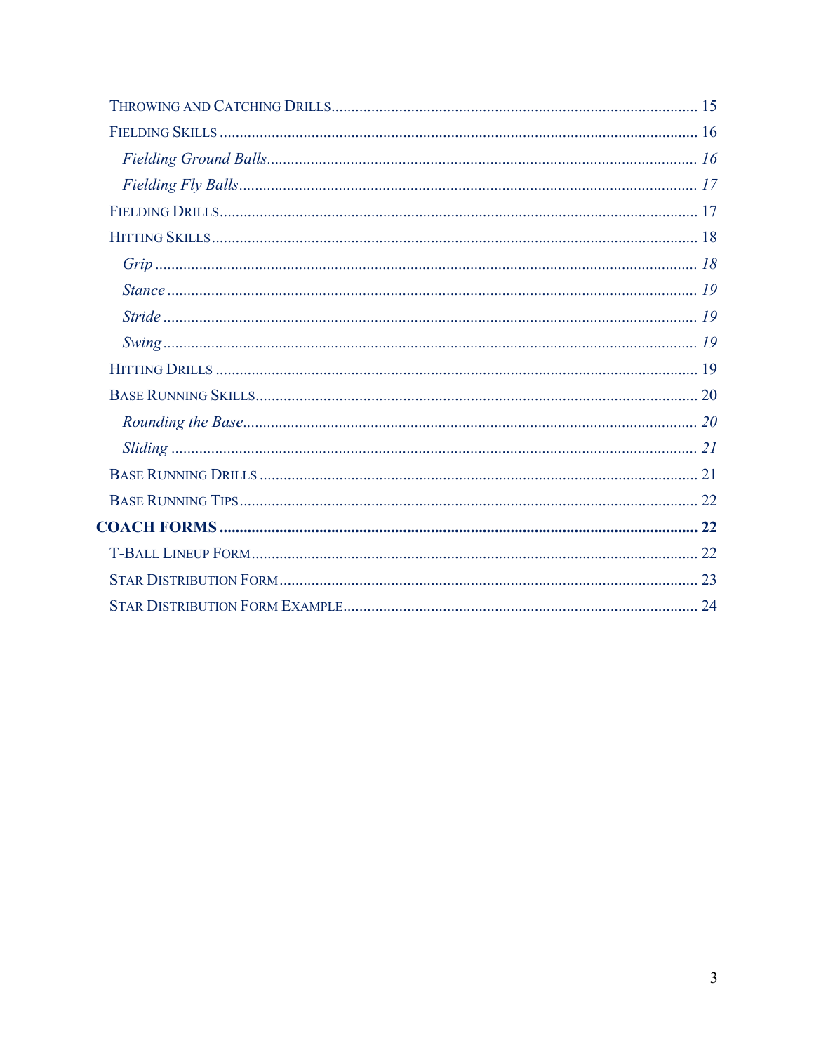Throwing and Catching Drills ........................................................................................ 15

Fielding Skills .................................................................................................................. 16

*Fielding Ground Balls* ................................................................................................ *16*

*Fielding Fly Balls* ...................................................................................................... *17*

Fielding Drills .................................................................................................................. 17

Hitting Skills .................................................................................................................... 18

*Grip* ............................................................................................................................ *18*

*Stance* ......................................................................................................................... *19*

*Stride* .......................................................................................................................... *19*

*Swing* ......................................................................................................................... *19*

Hitting Drills .................................................................................................................... 19

Base Running Skills ......................................................................................................... 20

*Rounding the Base* ..................................................................................................... *20*

*Sliding* ........................................................................................................................ *21*

Base Running Drills ......................................................................................................... 21

Base Running Tips ........................................................................................................... 22

**COACH FORMS** ........................................................................................................ **22**

T-Ball Lineup Form .......................................................................................................... 22

Star Distribution Form ..................................................................................................... 23

Star Distribution Form Example ...................................................................................... 24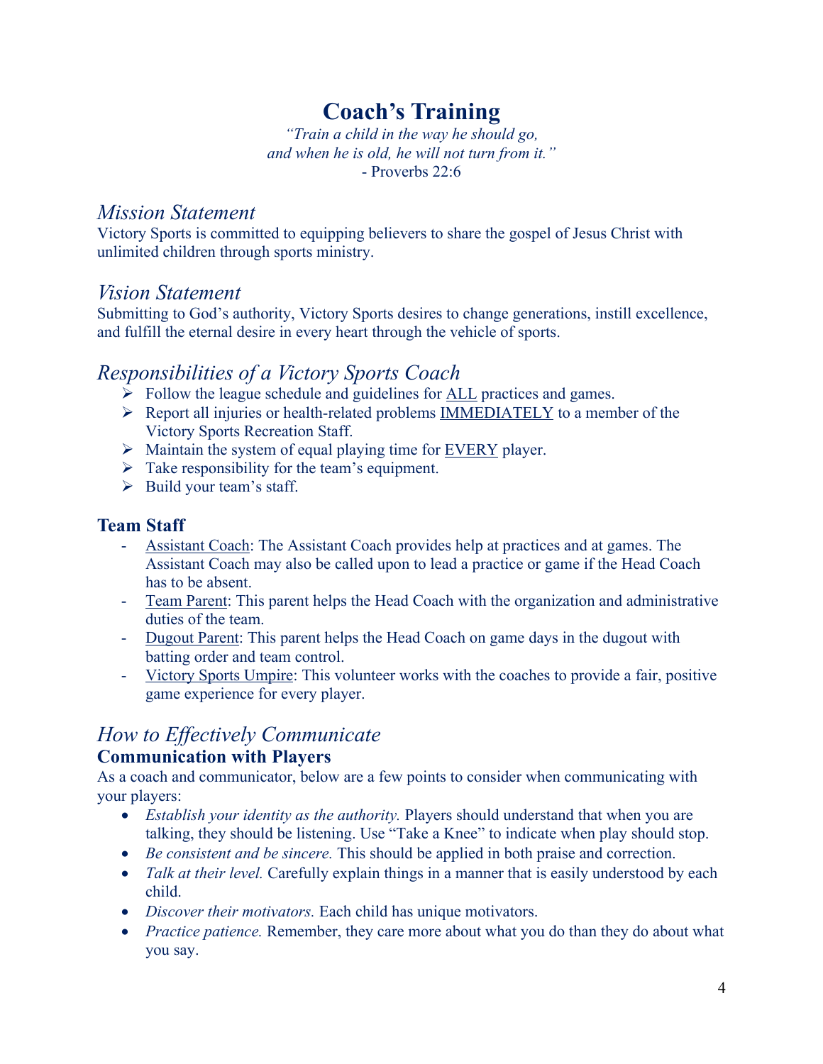# Coach's Training

*"Train a child in the way he should go,*
*and when he is old, he will not turn from it."*
- Proverbs 22:6

## *Mission Statement*

Victory Sports is committed to equipping believers to share the gospel of Jesus Christ with unlimited children through sports ministry.

## *Vision Statement*

Submitting to God's authority, Victory Sports desires to change generations, instill excellence, and fulfill the eternal desire in every heart through the vehicle of sports.

## *Responsibilities of a Victory Sports Coach*

- Follow the league schedule and guidelines for <u>ALL</u> practices and games.
- Report all injuries or health-related problems <u>IMMEDIATELY</u> to a member of the Victory Sports Recreation Staff.
- Maintain the system of equal playing time for <u>EVERY</u> player.
- Take responsibility for the team's equipment.
- Build your team's staff.

### Team Staff

- <u>Assistant Coach</u>: The Assistant Coach provides help at practices and at games. The Assistant Coach may also be called upon to lead a practice or game if the Head Coach has to be absent.
- <u>Team Parent</u>: This parent helps the Head Coach with the organization and administrative duties of the team.
- <u>Dugout Parent</u>: This parent helps the Head Coach on game days in the dugout with batting order and team control.
- <u>Victory Sports Umpire</u>: This volunteer works with the coaches to provide a fair, positive game experience for every player.

## *How to Effectively Communicate*

### Communication with Players

As a coach and communicator, below are a few points to consider when communicating with your players:

- *Establish your identity as the authority.* Players should understand that when you are talking, they should be listening. Use "Take a Knee" to indicate when play should stop.
- *Be consistent and be sincere.* This should be applied in both praise and correction.
- *Talk at their level.* Carefully explain things in a manner that is easily understood by each child.
- *Discover their motivators.* Each child has unique motivators.
- *Practice patience.* Remember, they care more about what you do than they do about what you say.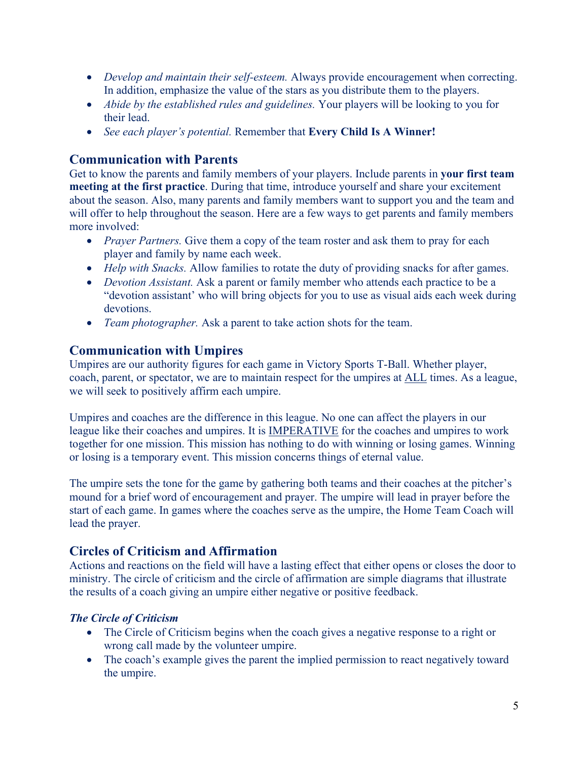- *Develop and maintain their self-esteem.* Always provide encouragement when correcting. In addition, emphasize the value of the stars as you distribute them to the players.
- *Abide by the established rules and guidelines.* Your players will be looking to you for their lead.
- *See each player's potential.* Remember that **Every Child Is A Winner!**

## Communication with Parents

Get to know the parents and family members of your players. Include parents in **your first team meeting at the first practice**. During that time, introduce yourself and share your excitement about the season. Also, many parents and family members want to support you and the team and will offer to help throughout the season. Here are a few ways to get parents and family members more involved:

- *Prayer Partners.* Give them a copy of the team roster and ask them to pray for each player and family by name each week.
- *Help with Snacks.* Allow families to rotate the duty of providing snacks for after games.
- *Devotion Assistant.* Ask a parent or family member who attends each practice to be a "devotion assistant' who will bring objects for you to use as visual aids each week during devotions.
- *Team photographer.* Ask a parent to take action shots for the team.

## Communication with Umpires

Umpires are our authority figures for each game in Victory Sports T-Ball. Whether player, coach, parent, or spectator, we are to maintain respect for the umpires at <u>ALL</u> times. As a league, we will seek to positively affirm each umpire.

Umpires and coaches are the difference in this league. No one can affect the players in our league like their coaches and umpires. It is <u>IMPERATIVE</u> for the coaches and umpires to work together for one mission. This mission has nothing to do with winning or losing games. Winning or losing is a temporary event. This mission concerns things of eternal value.

The umpire sets the tone for the game by gathering both teams and their coaches at the pitcher's mound for a brief word of encouragement and prayer. The umpire will lead in prayer before the start of each game. In games where the coaches serve as the umpire, the Home Team Coach will lead the prayer.

## Circles of Criticism and Affirmation

Actions and reactions on the field will have a lasting effect that either opens or closes the door to ministry. The circle of criticism and the circle of affirmation are simple diagrams that illustrate the results of a coach giving an umpire either negative or positive feedback.

### *The Circle of Criticism*

- The Circle of Criticism begins when the coach gives a negative response to a right or wrong call made by the volunteer umpire.
- The coach's example gives the parent the implied permission to react negatively toward the umpire.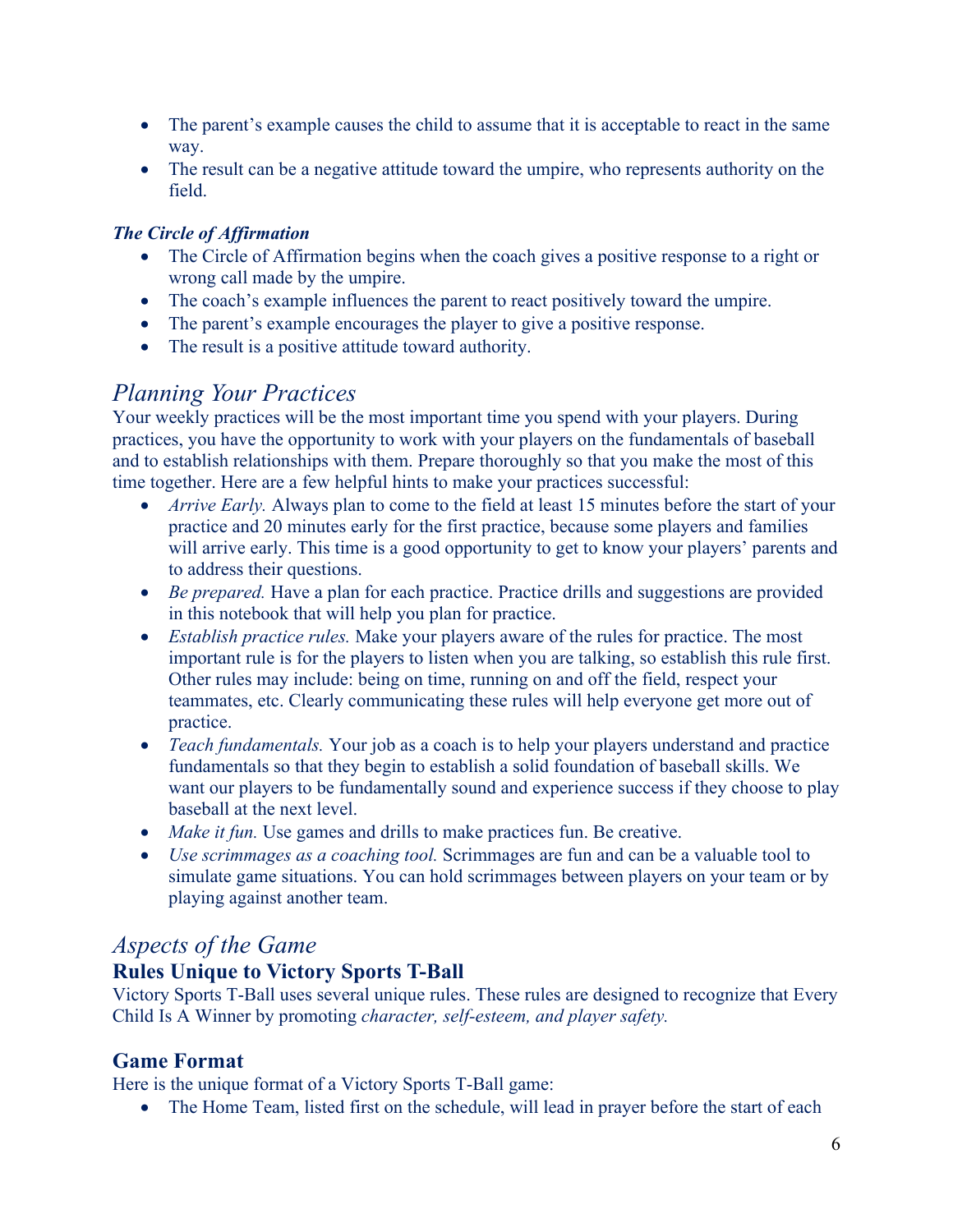- The parent's example causes the child to assume that it is acceptable to react in the same way.
- The result can be a negative attitude toward the umpire, who represents authority on the field.

***The Circle of Affirmation***

- The Circle of Affirmation begins when the coach gives a positive response to a right or wrong call made by the umpire.
- The coach's example influences the parent to react positively toward the umpire.
- The parent's example encourages the player to give a positive response.
- The result is a positive attitude toward authority.

## *Planning Your Practices*

Your weekly practices will be the most important time you spend with your players. During practices, you have the opportunity to work with your players on the fundamentals of baseball and to establish relationships with them. Prepare thoroughly so that you make the most of this time together. Here are a few helpful hints to make your practices successful:

- *Arrive Early.* Always plan to come to the field at least 15 minutes before the start of your practice and 20 minutes early for the first practice, because some players and families will arrive early. This time is a good opportunity to get to know your players' parents and to address their questions.
- *Be prepared.* Have a plan for each practice. Practice drills and suggestions are provided in this notebook that will help you plan for practice.
- *Establish practice rules.* Make your players aware of the rules for practice. The most important rule is for the players to listen when you are talking, so establish this rule first. Other rules may include: being on time, running on and off the field, respect your teammates, etc. Clearly communicating these rules will help everyone get more out of practice.
- *Teach fundamentals.* Your job as a coach is to help your players understand and practice fundamentals so that they begin to establish a solid foundation of baseball skills. We want our players to be fundamentally sound and experience success if they choose to play baseball at the next level.
- *Make it fun.* Use games and drills to make practices fun. Be creative.
- *Use scrimmages as a coaching tool.* Scrimmages are fun and can be a valuable tool to simulate game situations. You can hold scrimmages between players on your team or by playing against another team.

## *Aspects of the Game*

### Rules Unique to Victory Sports T-Ball

Victory Sports T-Ball uses several unique rules. These rules are designed to recognize that Every Child Is A Winner by promoting *character, self-esteem, and player safety.*

### Game Format

Here is the unique format of a Victory Sports T-Ball game:

- The Home Team, listed first on the schedule, will lead in prayer before the start of each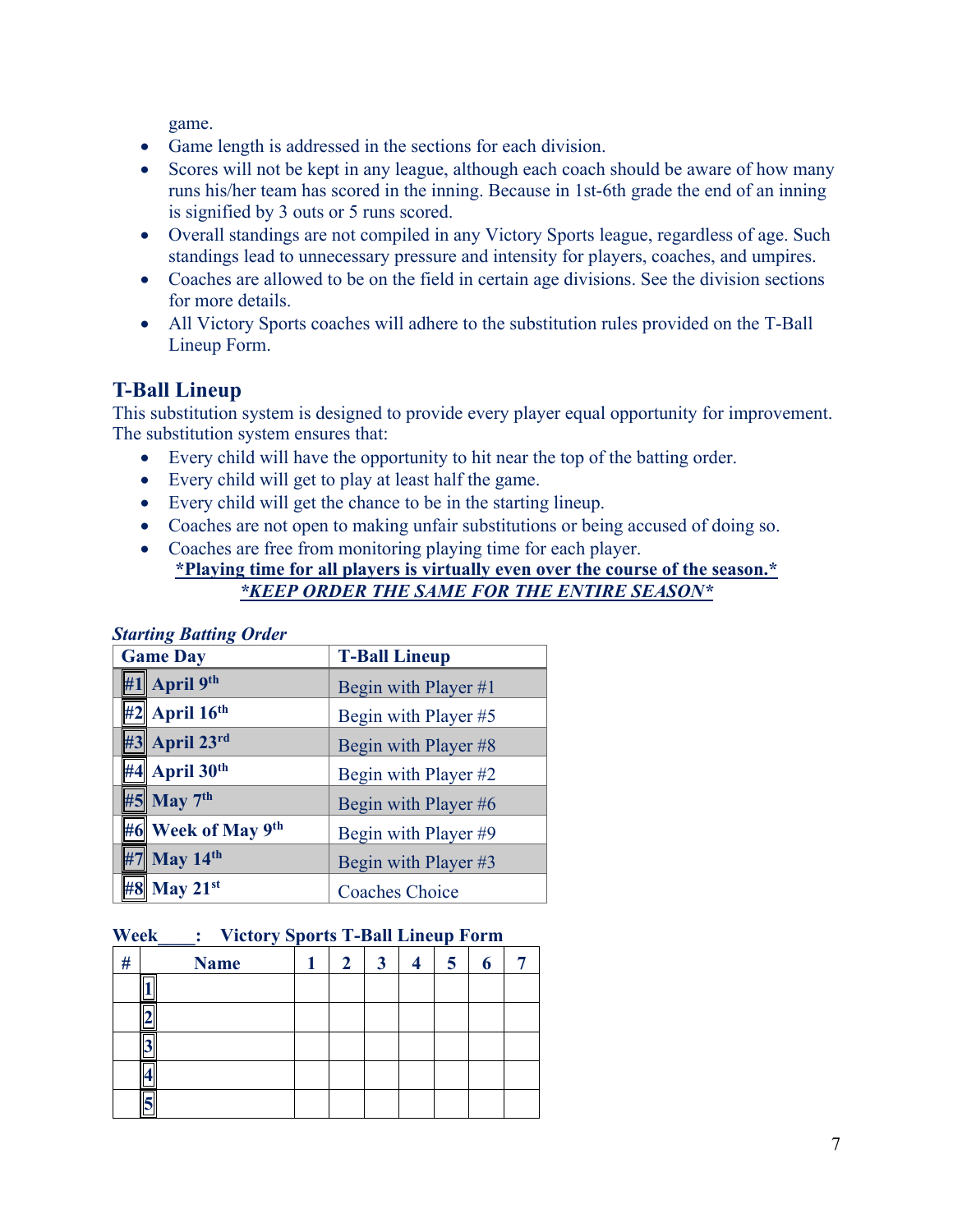game.

- Game length is addressed in the sections for each division.
- Scores will not be kept in any league, although each coach should be aware of how many runs his/her team has scored in the inning. Because in 1st-6th grade the end of an inning is signified by 3 outs or 5 runs scored.
- Overall standings are not compiled in any Victory Sports league, regardless of age. Such standings lead to unnecessary pressure and intensity for players, coaches, and umpires.
- Coaches are allowed to be on the field in certain age divisions. See the division sections for more details.
- All Victory Sports coaches will adhere to the substitution rules provided on the T-Ball Lineup Form.

## T-Ball Lineup

This substitution system is designed to provide every player equal opportunity for improvement. The substitution system ensures that:

- Every child will have the opportunity to hit near the top of the batting order.
- Every child will get to play at least half the game.
- Every child will get the chance to be in the starting lineup.
- Coaches are not open to making unfair substitutions or being accused of doing so.
- Coaches are free from monitoring playing time for each player.

**\*Playing time for all players is virtually even over the course of the season.\***

***\*KEEP ORDER THE SAME FOR THE ENTIRE SEASON\****

***Starting Batting Order***

| Game Day | T-Ball Lineup |
|---|---|
| **#1 April 9th** | Begin with Player #1 |
| **#2 April 16th** | Begin with Player #5 |
| **#3 April 23rd** | Begin with Player #8 |
| **#4 April 30th** | Begin with Player #2 |
| **#5 May 7th** | Begin with Player #6 |
| **#6 Week of May 9th** | Begin with Player #9 |
| **#7 May 14th** | Begin with Player #3 |
| **#8 May 21st** | Coaches Choice |

**Week____: Victory Sports T-Ball Lineup Form**

| # | Name | 1 | 2 | 3 | 4 | 5 | 6 | 7 |
|---|---|---|---|---|---|---|---|---|
| 1 | | | | | | | | |
| 2 | | | | | | | | |
| 3 | | | | | | | | |
| 4 | | | | | | | | |
| 5 | | | | | | | | |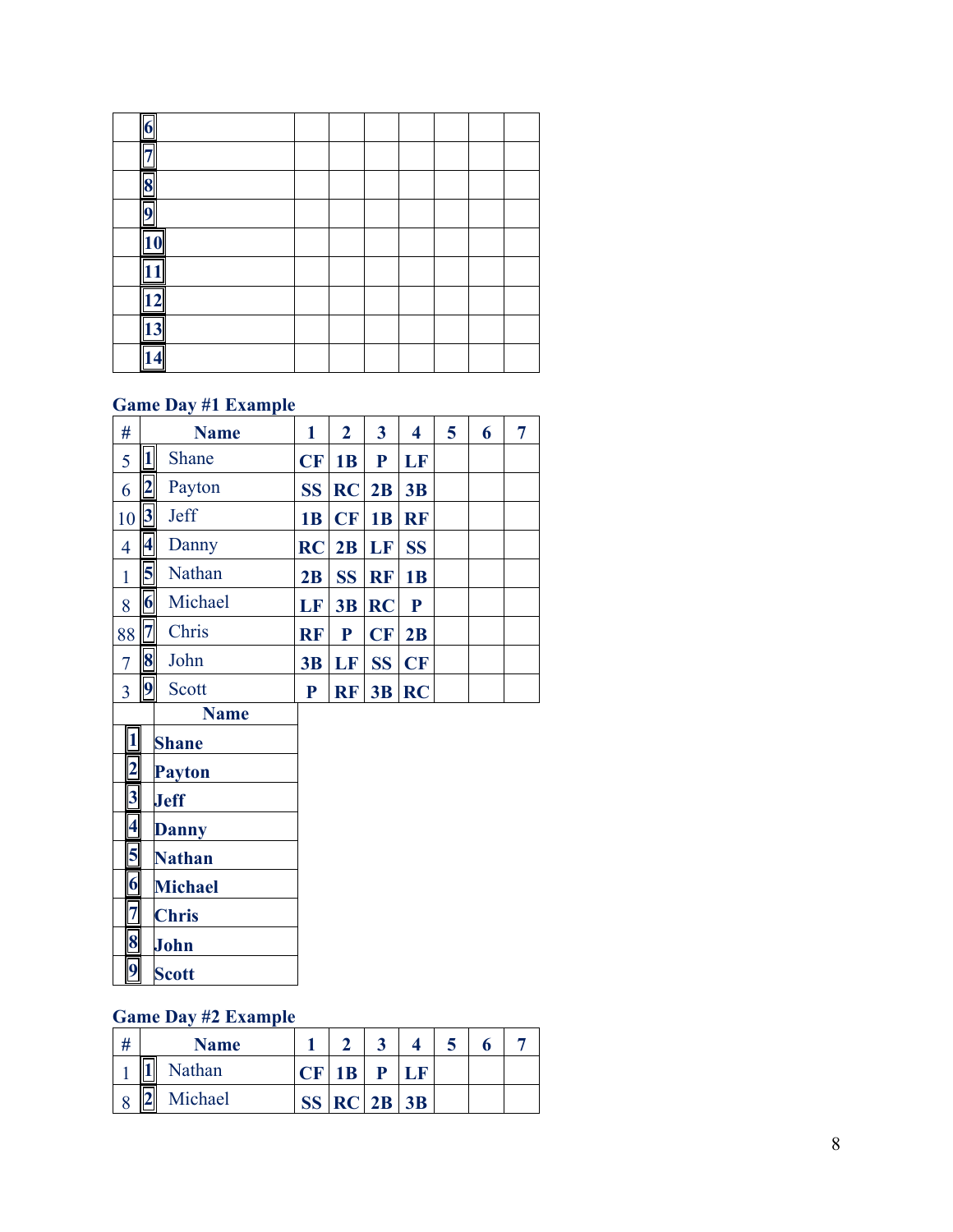| # | | Name | 1 | 2 | 3 | 4 | 5 | 6 | 7 |
|---|---|---|---|---|---|---|---|---|---|
| | 6 | | | | | | | | |
| | 7 | | | | | | | | |
| | 8 | | | | | | | | |
| | 9 | | | | | | | | |
| | 10 | | | | | | | | |
| | 11 | | | | | | | | |
| | 12 | | | | | | | | |
| | 13 | | | | | | | | |
| | 14 | | | | | | | | |

**Game Day #1 Example**

| # | | Name | 1 | 2 | 3 | 4 | 5 | 6 | 7 |
|---|---|---|---|---|---|---|---|---|---|
| 5 | 1 | Shane | CF | 1B | P | LF | | | |
| 6 | 2 | Payton | SS | RC | 2B | 3B | | | |
| 10 | 3 | Jeff | 1B | CF | 1B | RF | | | |
| 4 | 4 | Danny | RC | 2B | LF | SS | | | |
| 1 | 5 | Nathan | 2B | SS | RF | 1B | | | |
| 8 | 6 | Michael | LF | 3B | RC | P | | | |
| 88 | 7 | Chris | RF | P | CF | 2B | | | |
| 7 | 8 | John | 3B | LF | SS | CF | | | |
| 3 | 9 | Scott | P | RF | 3B | RC | | | |

| | Name |
|---|---|
| 1 | **Shane** |
| 2 | **Payton** |
| 3 | **Jeff** |
| 4 | **Danny** |
| 5 | **Nathan** |
| 6 | **Michael** |
| 7 | **Chris** |
| 8 | **John** |
| 9 | **Scott** |

**Game Day #2 Example**

| # | | Name | 1 | 2 | 3 | 4 | 5 | 6 | 7 |
|---|---|---|---|---|---|---|---|---|---|
| 1 | 1 | Nathan | CF | 1B | P | LF | | | |
| 8 | 2 | Michael | SS | RC | 2B | 3B | | | |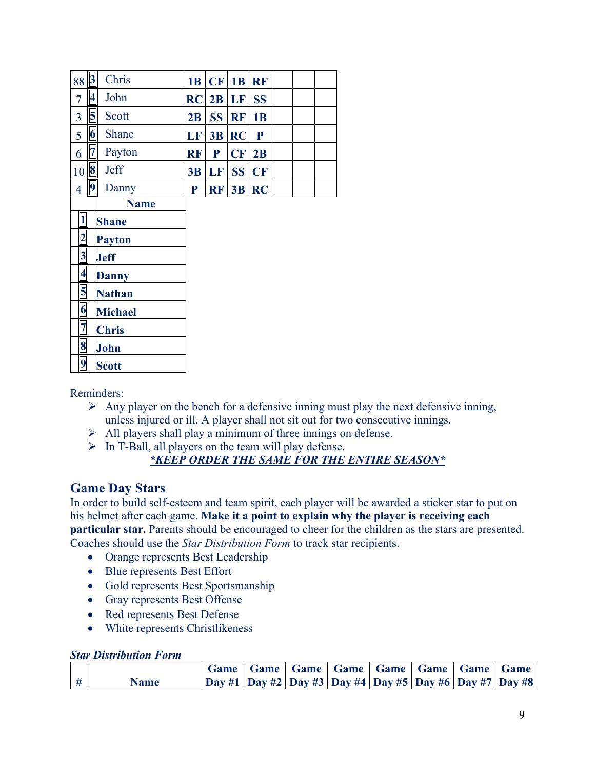| | | | | | | | | | |
|---|---|---|---|---|---|---|---|---|---|
| 88 | 3 | Chris | 1B | CF | 1B | RF | | | |
| 7 | 4 | John | RC | 2B | LF | SS | | | |
| 3 | 5 | Scott | 2B | SS | RF | 1B | | | |
| 5 | 6 | Shane | LF | 3B | RC | P | | | |
| 6 | 7 | Payton | RF | P | CF | 2B | | | |
| 10 | 8 | Jeff | 3B | LF | SS | CF | | | |
| 4 | 9 | Danny | P | RF | 3B | RC | | | |

| | Name |
|---|---|
| 1 | **Shane** |
| 2 | **Payton** |
| 3 | **Jeff** |
| 4 | **Danny** |
| 5 | **Nathan** |
| 6 | **Michael** |
| 7 | **Chris** |
| 8 | **John** |
| 9 | **Scott** |

Reminders:

- Any player on the bench for a defensive inning must play the next defensive inning, unless injured or ill. A player shall not sit out for two consecutive innings.
- All players shall play a minimum of three innings on defense.
- In T-Ball, all players on the team will play defense.

***KEEP ORDER THE SAME FOR THE ENTIRE SEASON***

## Game Day Stars

In order to build self-esteem and team spirit, each player will be awarded a sticker star to put on his helmet after each game. **Make it a point to explain why the player is receiving each particular star.** Parents should be encouraged to cheer for the children as the stars are presented. Coaches should use the *Star Distribution Form* to track star recipients.

- Orange represents Best Leadership
- Blue represents Best Effort
- Gold represents Best Sportsmanship
- Gray represents Best Offense
- Red represents Best Defense
- White represents Christlikeness

***Star Distribution Form***

| # | Name | Game Day #1 | Game Day #2 | Game Day #3 | Game Day #4 | Game Day #5 | Game Day #6 | Game Day #7 | Game Day #8 |
|---|---|---|---|---|---|---|---|---|---|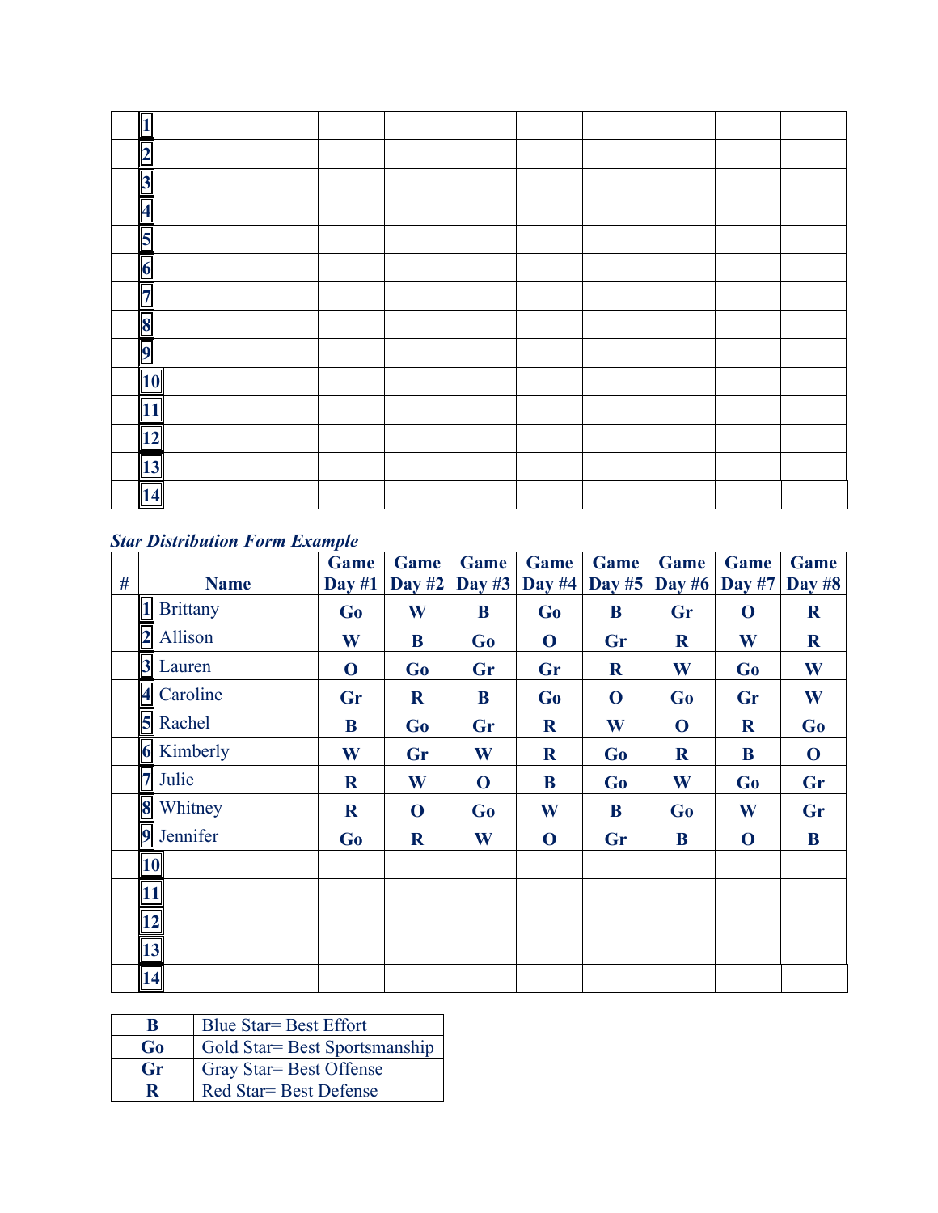| # | Name | | | | | | | | |
|---|---|---|---|---|---|---|---|---|---|
| | 1 | | | | | | | | |
| | 2 | | | | | | | | |
| | 3 | | | | | | | | |
| | 4 | | | | | | | | |
| | 5 | | | | | | | | |
| | 6 | | | | | | | | |
| | 7 | | | | | | | | |
| | 8 | | | | | | | | |
| | 9 | | | | | | | | |
| | 10 | | | | | | | | |
| | 11 | | | | | | | | |
| | 12 | | | | | | | | |
| | 13 | | | | | | | | |
| | 14 | | | | | | | | |

***Star Distribution Form Example***

| # | Name | Game Day #1 | Game Day #2 | Game Day #3 | Game Day #4 | Game Day #5 | Game Day #6 | Game Day #7 | Game Day #8 |
|---|---|---|---|---|---|---|---|---|---|
| | 1 Brittany | **Go** | **W** | **B** | **Go** | **B** | **Gr** | **O** | **R** |
| | 2 Allison | **W** | **B** | **Go** | **O** | **Gr** | **R** | **W** | **R** |
| | 3 Lauren | **O** | **Go** | **Gr** | **Gr** | **R** | **W** | **Go** | **W** |
| | 4 Caroline | **Gr** | **R** | **B** | **Go** | **O** | **Go** | **Gr** | **W** |
| | 5 Rachel | **B** | **Go** | **Gr** | **R** | **W** | **O** | **R** | **Go** |
| | 6 Kimberly | **W** | **Gr** | **W** | **R** | **Go** | **R** | **B** | **O** |
| | 7 Julie | **R** | **W** | **O** | **B** | **Go** | **W** | **Go** | **Gr** |
| | 8 Whitney | **R** | **O** | **Go** | **W** | **B** | **Go** | **W** | **Gr** |
| | 9 Jennifer | **Go** | **R** | **W** | **O** | **Gr** | **B** | **O** | **B** |
| | 10 | | | | | | | | |
| | 11 | | | | | | | | |
| | 12 | | | | | | | | |
| | 13 | | | | | | | | |
| | 14 | | | | | | | | |

| | |
|---|---|
| **B** | Blue Star= Best Effort |
| **Go** | Gold Star= Best Sportsmanship |
| **Gr** | Gray Star= Best Offense |
| **R** | Red Star= Best Defense |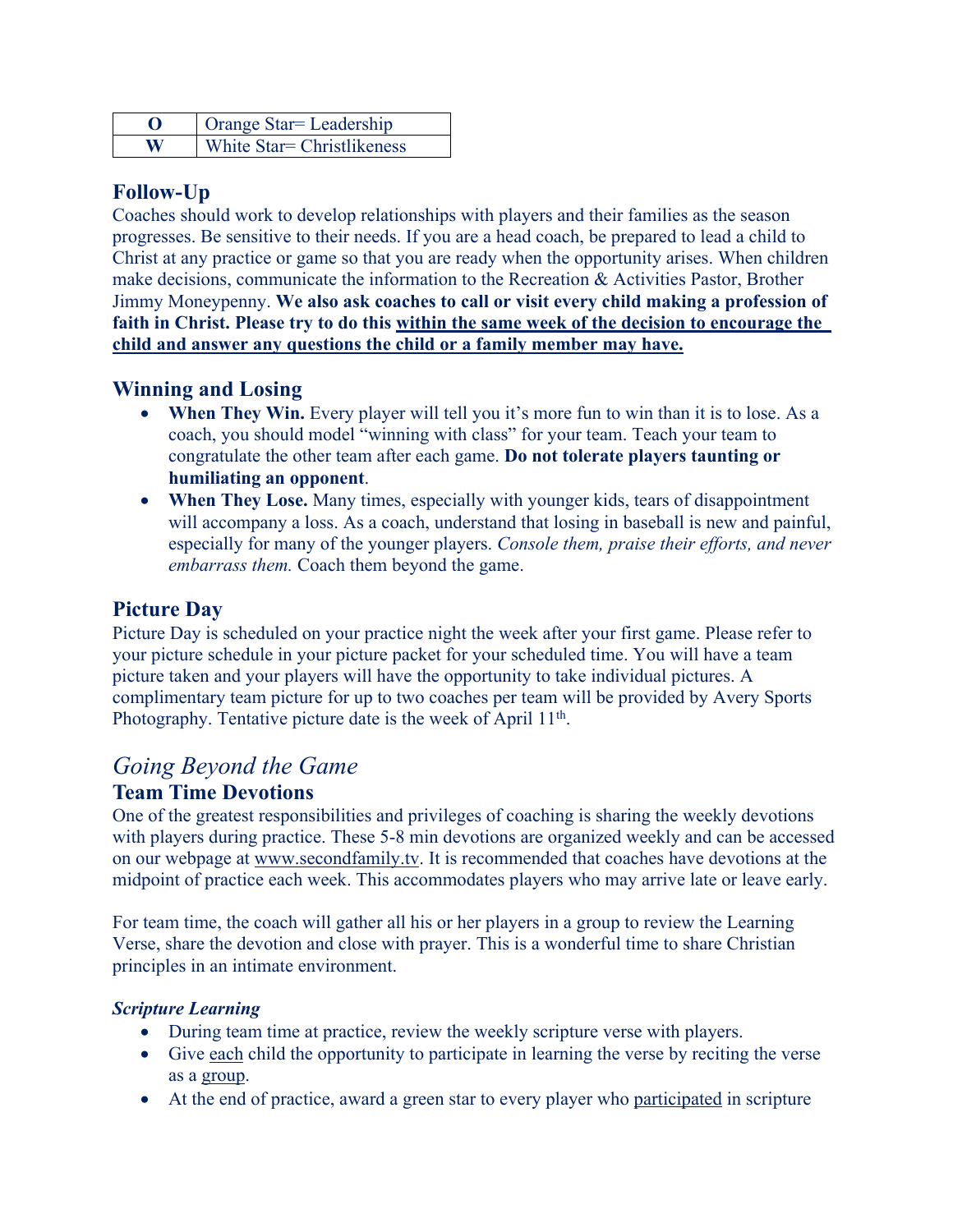| O | Orange Star= Leadership |
|---|---|
| W | White Star= Christlikeness |

## Follow-Up

Coaches should work to develop relationships with players and their families as the season progresses. Be sensitive to their needs. If you are a head coach, be prepared to lead a child to Christ at any practice or game so that you are ready when the opportunity arises. When children make decisions, communicate the information to the Recreation & Activities Pastor, Brother Jimmy Moneypenny. **We also ask coaches to call or visit every child making a profession of faith in Christ. Please try to do this <u>within the same week of the decision to encourage the child and answer any questions the child or a family member may have.</u>**

## Winning and Losing

- **When They Win.** Every player will tell you it's more fun to win than it is to lose. As a coach, you should model "winning with class" for your team. Teach your team to congratulate the other team after each game. **Do not tolerate players taunting or humiliating an opponent**.
- **When They Lose.** Many times, especially with younger kids, tears of disappointment will accompany a loss. As a coach, understand that losing in baseball is new and painful, especially for many of the younger players. *Console them, praise their efforts, and never embarrass them.* Coach them beyond the game.

## Picture Day

Picture Day is scheduled on your practice night the week after your first game. Please refer to your picture schedule in your picture packet for your scheduled time. You will have a team picture taken and your players will have the opportunity to take individual pictures. A complimentary team picture for up to two coaches per team will be provided by Avery Sports Photography. Tentative picture date is the week of April 11th.

# *Going Beyond the Game*

## Team Time Devotions

One of the greatest responsibilities and privileges of coaching is sharing the weekly devotions with players during practice. These 5-8 min devotions are organized weekly and can be accessed on our webpage at www.secondfamily.tv. It is recommended that coaches have devotions at the midpoint of practice each week. This accommodates players who may arrive late or leave early.

For team time, the coach will gather all his or her players in a group to review the Learning Verse, share the devotion and close with prayer. This is a wonderful time to share Christian principles in an intimate environment.

### ***Scripture Learning***

- During team time at practice, review the weekly scripture verse with players.
- Give <u>each</u> child the opportunity to participate in learning the verse by reciting the verse as a <u>group</u>.
- At the end of practice, award a green star to every player who <u>participated</u> in scripture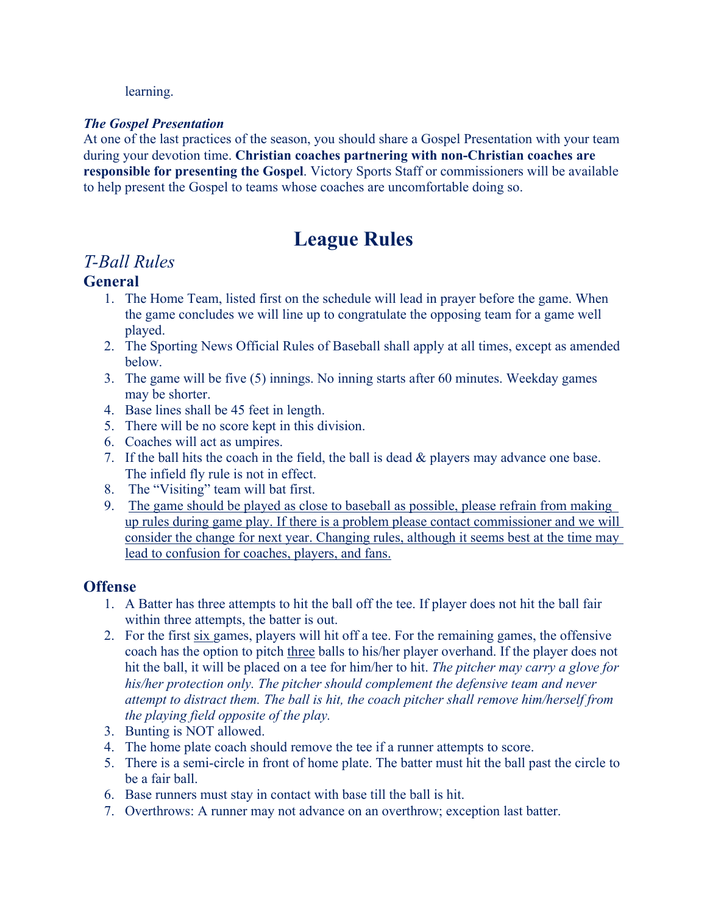learning.

***The Gospel Presentation***

At one of the last practices of the season, you should share a Gospel Presentation with your team during your devotion time. **Christian coaches partnering with non-Christian coaches are responsible for presenting the Gospel**. Victory Sports Staff or commissioners will be available to help present the Gospel to teams whose coaches are uncomfortable doing so.

# League Rules

## *T-Ball Rules*

### General

1. The Home Team, listed first on the schedule will lead in prayer before the game. When the game concludes we will line up to congratulate the opposing team for a game well played.
2. The Sporting News Official Rules of Baseball shall apply at all times, except as amended below.
3. The game will be five (5) innings. No inning starts after 60 minutes. Weekday games may be shorter.
4. Base lines shall be 45 feet in length.
5. There will be no score kept in this division.
6. Coaches will act as umpires.
7. If the ball hits the coach in the field, the ball is dead & players may advance one base. The infield fly rule is not in effect.
8. The "Visiting" team will bat first.
9. <u>The game should be played as close to baseball as possible, please refrain from making up rules during game play. If there is a problem please contact commissioner and we will consider the change for next year. Changing rules, although it seems best at the time may lead to confusion for coaches, players, and fans.</u>

### Offense

1. A Batter has three attempts to hit the ball off the tee. If player does not hit the ball fair within three attempts, the batter is out.
2. For the first <u>six</u> games, players will hit off a tee. For the remaining games, the offensive coach has the option to pitch <u>three</u> balls to his/her player overhand. If the player does not hit the ball, it will be placed on a tee for him/her to hit. *The pitcher may carry a glove for his/her protection only. The pitcher should complement the defensive team and never attempt to distract them. The ball is hit, the coach pitcher shall remove him/herself from the playing field opposite of the play.*
3. Bunting is NOT allowed.
4. The home plate coach should remove the tee if a runner attempts to score.
5. There is a semi-circle in front of home plate. The batter must hit the ball past the circle to be a fair ball.
6. Base runners must stay in contact with base till the ball is hit.
7. Overthrows: A runner may not advance on an overthrow; exception last batter.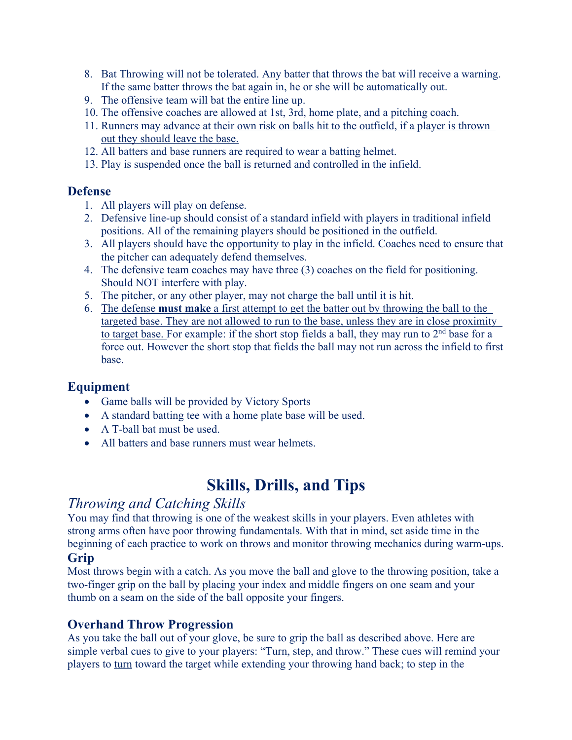8. Bat Throwing will not be tolerated. Any batter that throws the bat will receive a warning. If the same batter throws the bat again in, he or she will be automatically out.
9. The offensive team will bat the entire line up.
10. The offensive coaches are allowed at 1st, 3rd, home plate, and a pitching coach.
11. <u>Runners may advance at their own risk on balls hit to the outfield, if a player is thrown out they should leave the base.</u>
12. All batters and base runners are required to wear a batting helmet.
13. Play is suspended once the ball is returned and controlled in the infield.

### Defense

1. All players will play on defense.
2. Defensive line-up should consist of a standard infield with players in traditional infield positions. All of the remaining players should be positioned in the outfield.
3. All players should have the opportunity to play in the infield. Coaches need to ensure that the pitcher can adequately defend themselves.
4. The defensive team coaches may have three (3) coaches on the field for positioning. Should NOT interfere with play.
5. The pitcher, or any other player, may not charge the ball until it is hit.
6. <u>The defense **must make** a first attempt to get the batter out by throwing the ball to the targeted base. They are not allowed to run to the base, unless they are in close proximity to target base.</u> For example: if the short stop fields a ball, they may run to 2nd base for a force out. However the short stop that fields the ball may not run across the infield to first base.

### Equipment

- Game balls will be provided by Victory Sports
- A standard batting tee with a home plate base will be used.
- A T-ball bat must be used.
- All batters and base runners must wear helmets.

# Skills, Drills, and Tips

## *Throwing and Catching Skills*

You may find that throwing is one of the weakest skills in your players. Even athletes with strong arms often have poor throwing fundamentals. With that in mind, set aside time in the beginning of each practice to work on throws and monitor throwing mechanics during warm-ups.

### Grip

Most throws begin with a catch. As you move the ball and glove to the throwing position, take a two-finger grip on the ball by placing your index and middle fingers on one seam and your thumb on a seam on the side of the ball opposite your fingers.

### Overhand Throw Progression

As you take the ball out of your glove, be sure to grip the ball as described above. Here are simple verbal cues to give to your players: "Turn, step, and throw." These cues will remind your players to <u>turn</u> toward the target while extending your throwing hand back; to step in the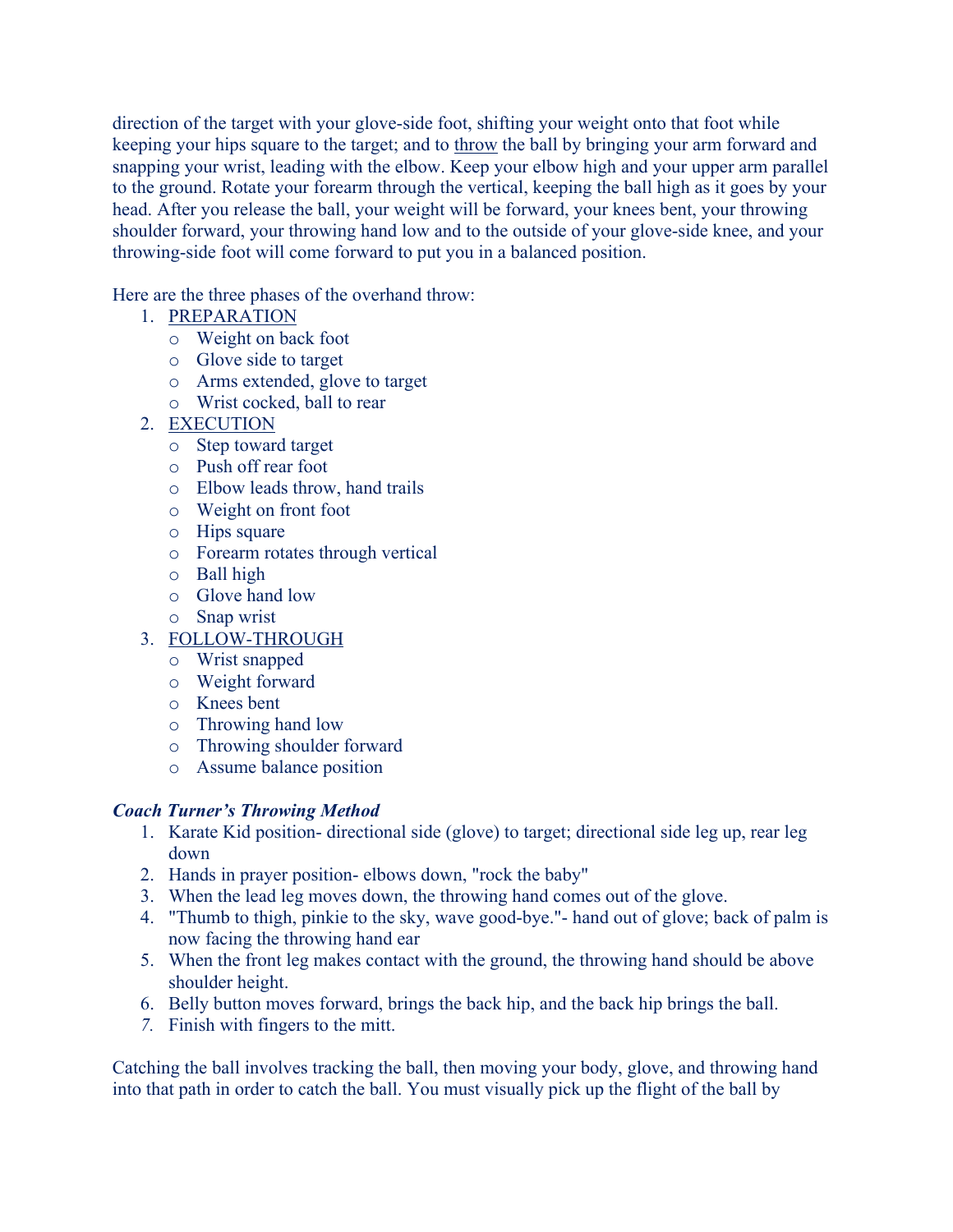direction of the target with your glove-side foot, shifting your weight onto that foot while keeping your hips square to the target; and to throw the ball by bringing your arm forward and snapping your wrist, leading with the elbow. Keep your elbow high and your upper arm parallel to the ground. Rotate your forearm through the vertical, keeping the ball high as it goes by your head. After you release the ball, your weight will be forward, your knees bent, your throwing shoulder forward, your throwing hand low and to the outside of your glove-side knee, and your throwing-side foot will come forward to put you in a balanced position.

Here are the three phases of the overhand throw:

1. PREPARATION
   - Weight on back foot
   - Glove side to target
   - Arms extended, glove to target
   - Wrist cocked, ball to rear
2. EXECUTION
   - Step toward target
   - Push off rear foot
   - Elbow leads throw, hand trails
   - Weight on front foot
   - Hips square
   - Forearm rotates through vertical
   - Ball high
   - Glove hand low
   - Snap wrist
3. FOLLOW-THROUGH
   - Wrist snapped
   - Weight forward
   - Knees bent
   - Throwing hand low
   - Throwing shoulder forward
   - Assume balance position

***Coach Turner's Throwing Method***

1. Karate Kid position- directional side (glove) to target; directional side leg up, rear leg down
2. Hands in prayer position- elbows down, "rock the baby"
3. When the lead leg moves down, the throwing hand comes out of the glove.
4. "Thumb to thigh, pinkie to the sky, wave good-bye."- hand out of glove; back of palm is now facing the throwing hand ear
5. When the front leg makes contact with the ground, the throwing hand should be above shoulder height.
6. Belly button moves forward, brings the back hip, and the back hip brings the ball.
7. Finish with fingers to the mitt.

Catching the ball involves tracking the ball, then moving your body, glove, and throwing hand into that path in order to catch the ball. You must visually pick up the flight of the ball by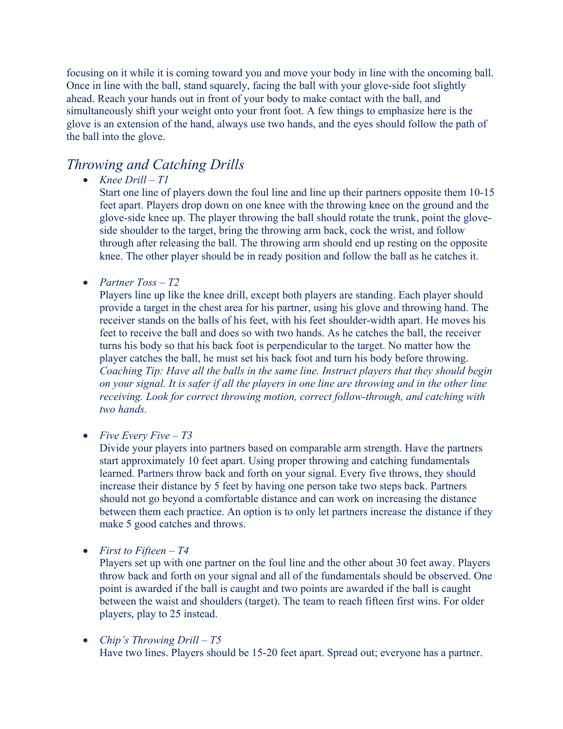focusing on it while it is coming toward you and move your body in line with the oncoming ball. Once in line with the ball, stand squarely, facing the ball with your glove-side foot slightly ahead. Reach your hands out in front of your body to make contact with the ball, and simultaneously shift your weight onto your front foot. A few things to emphasize here is the glove is an extension of the hand, always use two hands, and the eyes should follow the path of the ball into the glove.

## *Throwing and Catching Drills*

- *Knee Drill – T1*
  Start one line of players down the foul line and line up their partners opposite them 10-15 feet apart. Players drop down on one knee with the throwing knee on the ground and the glove-side knee up. The player throwing the ball should rotate the trunk, point the glove-side shoulder to the target, bring the throwing arm back, cock the wrist, and follow through after releasing the ball. The throwing arm should end up resting on the opposite knee. The other player should be in ready position and follow the ball as he catches it.

- *Partner Toss – T2*
  Players line up like the knee drill, except both players are standing. Each player should provide a target in the chest area for his partner, using his glove and throwing hand. The receiver stands on the balls of his feet, with his feet shoulder-width apart. He moves his feet to receive the ball and does so with two hands. As he catches the ball, the receiver turns his body so that his back foot is perpendicular to the target. No matter how the player catches the ball, he must set his back foot and turn his body before throwing.
  *Coaching Tip: Have all the balls in the same line. Instruct players that they should begin on your signal. It is safer if all the players in one line are throwing and in the other line receiving. Look for correct throwing motion, correct follow-through, and catching with two hands.*

- *Five Every Five – T3*
  Divide your players into partners based on comparable arm strength. Have the partners start approximately 10 feet apart. Using proper throwing and catching fundamentals learned. Partners throw back and forth on your signal. Every five throws, they should increase their distance by 5 feet by having one person take two steps back. Partners should not go beyond a comfortable distance and can work on increasing the distance between them each practice. An option is to only let partners increase the distance if they make 5 good catches and throws.

- *First to Fifteen – T4*
  Players set up with one partner on the foul line and the other about 30 feet away. Players throw back and forth on your signal and all of the fundamentals should be observed. One point is awarded if the ball is caught and two points are awarded if the ball is caught between the waist and shoulders (target). The team to reach fifteen first wins. For older players, play to 25 instead.

- *Chip's Throwing Drill – T5*
  Have two lines. Players should be 15-20 feet apart. Spread out; everyone has a partner.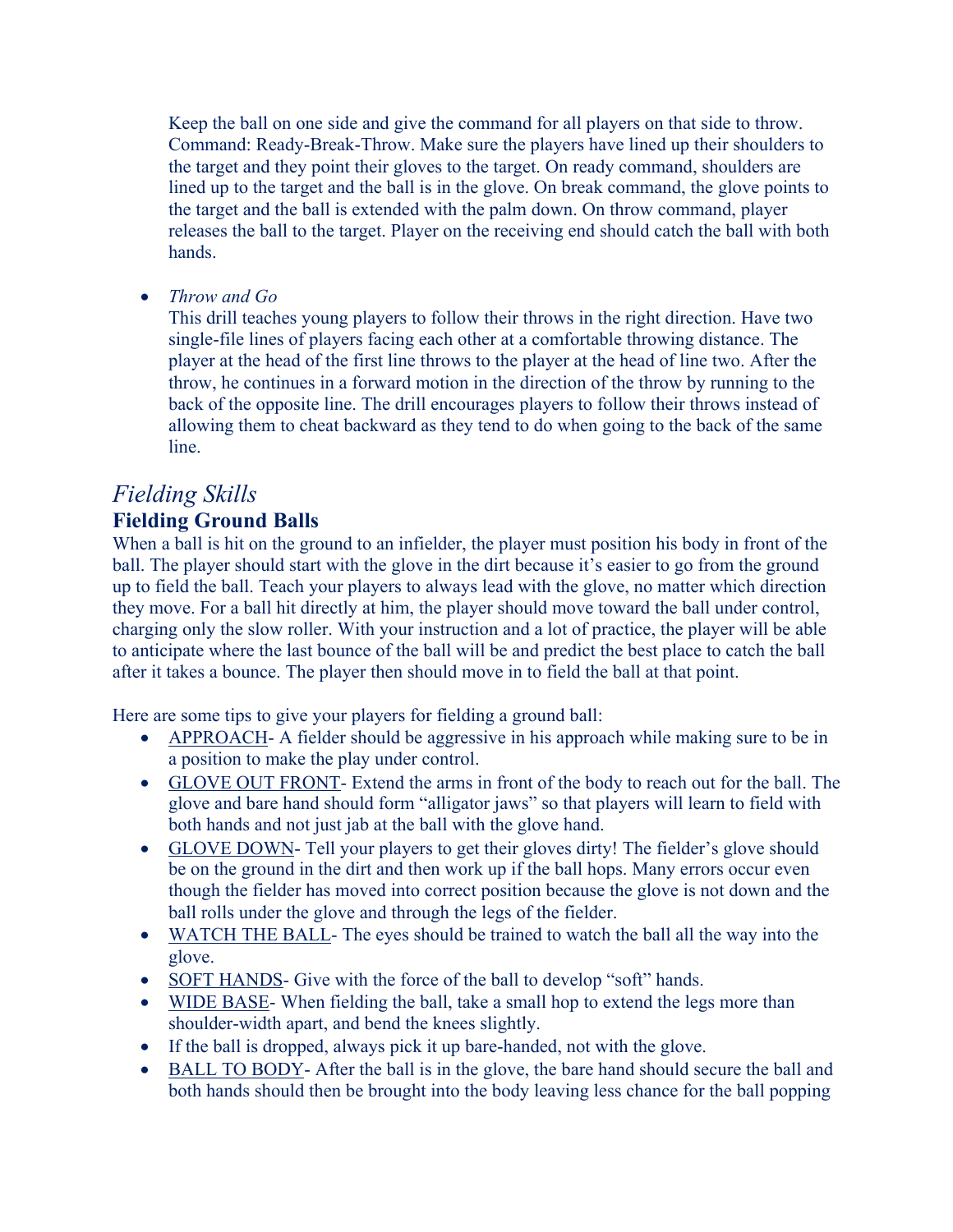Keep the ball on one side and give the command for all players on that side to throw. Command: Ready-Break-Throw. Make sure the players have lined up their shoulders to the target and they point their gloves to the target. On ready command, shoulders are lined up to the target and the ball is in the glove. On break command, the glove points to the target and the ball is extended with the palm down. On throw command, player releases the ball to the target. Player on the receiving end should catch the ball with both hands.

- *Throw and Go*
  This drill teaches young players to follow their throws in the right direction. Have two single-file lines of players facing each other at a comfortable throwing distance. The player at the head of the first line throws to the player at the head of line two. After the throw, he continues in a forward motion in the direction of the throw by running to the back of the opposite line. The drill encourages players to follow their throws instead of allowing them to cheat backward as they tend to do when going to the back of the same line.

## *Fielding Skills*

### Fielding Ground Balls

When a ball is hit on the ground to an infielder, the player must position his body in front of the ball. The player should start with the glove in the dirt because it's easier to go from the ground up to field the ball. Teach your players to always lead with the glove, no matter which direction they move. For a ball hit directly at him, the player should move toward the ball under control, charging only the slow roller. With your instruction and a lot of practice, the player will be able to anticipate where the last bounce of the ball will be and predict the best place to catch the ball after it takes a bounce. The player then should move in to field the ball at that point.

Here are some tips to give your players for fielding a ground ball:

- APPROACH- A fielder should be aggressive in his approach while making sure to be in a position to make the play under control.
- GLOVE OUT FRONT- Extend the arms in front of the body to reach out for the ball. The glove and bare hand should form "alligator jaws" so that players will learn to field with both hands and not just jab at the ball with the glove hand.
- GLOVE DOWN- Tell your players to get their gloves dirty! The fielder's glove should be on the ground in the dirt and then work up if the ball hops. Many errors occur even though the fielder has moved into correct position because the glove is not down and the ball rolls under the glove and through the legs of the fielder.
- WATCH THE BALL- The eyes should be trained to watch the ball all the way into the glove.
- SOFT HANDS- Give with the force of the ball to develop "soft" hands.
- WIDE BASE- When fielding the ball, take a small hop to extend the legs more than shoulder-width apart, and bend the knees slightly.
- If the ball is dropped, always pick it up bare-handed, not with the glove.
- BALL TO BODY- After the ball is in the glove, the bare hand should secure the ball and both hands should then be brought into the body leaving less chance for the ball popping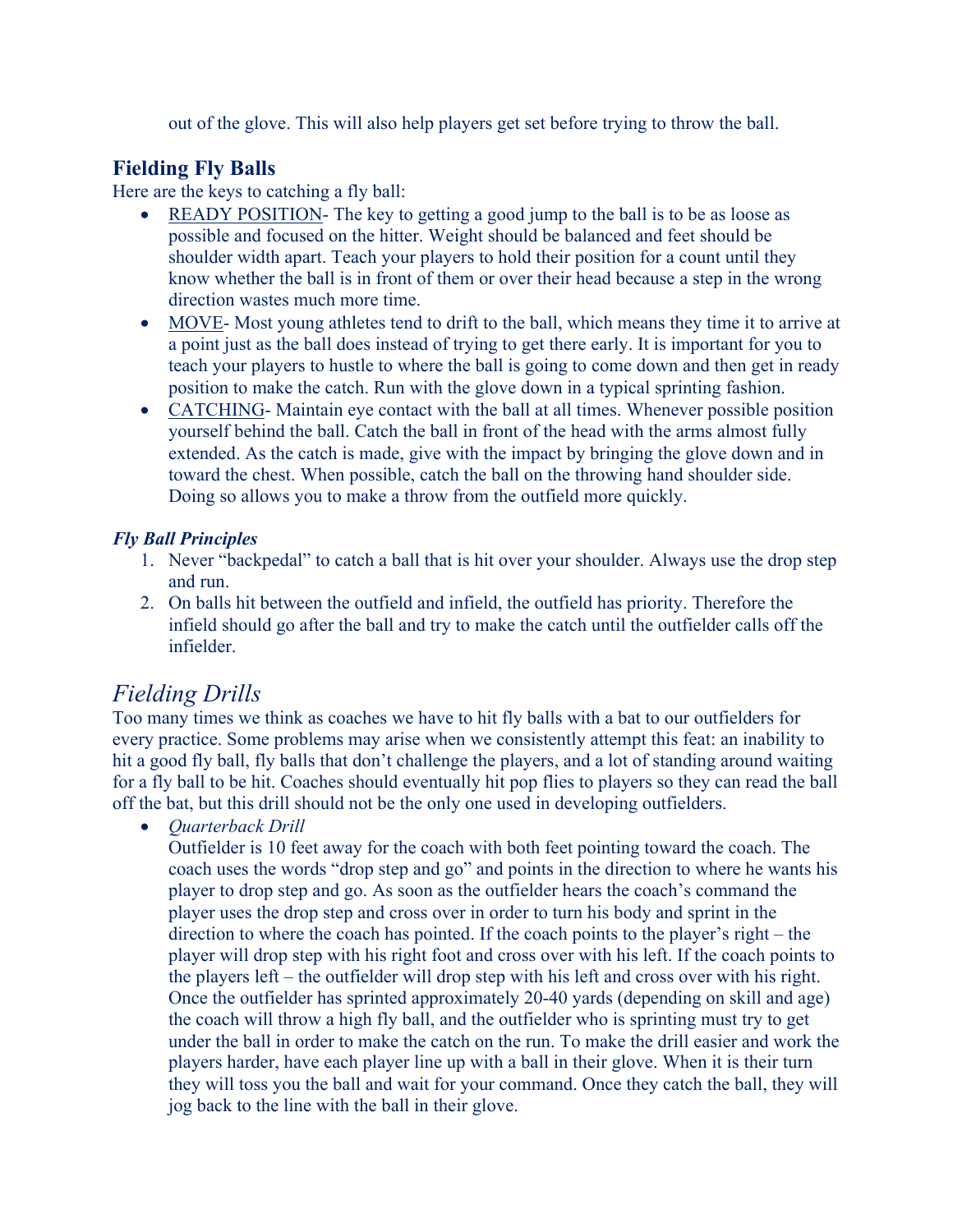out of the glove. This will also help players get set before trying to throw the ball.

## Fielding Fly Balls

Here are the keys to catching a fly ball:

- <u>READY POSITION</u>- The key to getting a good jump to the ball is to be as loose as possible and focused on the hitter. Weight should be balanced and feet should be shoulder width apart. Teach your players to hold their position for a count until they know whether the ball is in front of them or over their head because a step in the wrong direction wastes much more time.
- <u>MOVE</u>- Most young athletes tend to drift to the ball, which means they time it to arrive at a point just as the ball does instead of trying to get there early. It is important for you to teach your players to hustle to where the ball is going to come down and then get in ready position to make the catch. Run with the glove down in a typical sprinting fashion.
- <u>CATCHING</u>- Maintain eye contact with the ball at all times. Whenever possible position yourself behind the ball. Catch the ball in front of the head with the arms almost fully extended. As the catch is made, give with the impact by bringing the glove down and in toward the chest. When possible, catch the ball on the throwing hand shoulder side. Doing so allows you to make a throw from the outfield more quickly.

### *Fly Ball Principles*

1. Never "backpedal" to catch a ball that is hit over your shoulder. Always use the drop step and run.
2. On balls hit between the outfield and infield, the outfield has priority. Therefore the infield should go after the ball and try to make the catch until the outfielder calls off the infielder.

## *Fielding Drills*

Too many times we think as coaches we have to hit fly balls with a bat to our outfielders for every practice. Some problems may arise when we consistently attempt this feat: an inability to hit a good fly ball, fly balls that don't challenge the players, and a lot of standing around waiting for a fly ball to be hit. Coaches should eventually hit pop flies to players so they can read the ball off the bat, but this drill should not be the only one used in developing outfielders.

- *Quarterback Drill*

  Outfielder is 10 feet away for the coach with both feet pointing toward the coach. The coach uses the words "drop step and go" and points in the direction to where he wants his player to drop step and go. As soon as the outfielder hears the coach's command the player uses the drop step and cross over in order to turn his body and sprint in the direction to where the coach has pointed. If the coach points to the player's right – the player will drop step with his right foot and cross over with his left. If the coach points to the players left – the outfielder will drop step with his left and cross over with his right. Once the outfielder has sprinted approximately 20-40 yards (depending on skill and age) the coach will throw a high fly ball, and the outfielder who is sprinting must try to get under the ball in order to make the catch on the run. To make the drill easier and work the players harder, have each player line up with a ball in their glove. When it is their turn they will toss you the ball and wait for your command. Once they catch the ball, they will jog back to the line with the ball in their glove.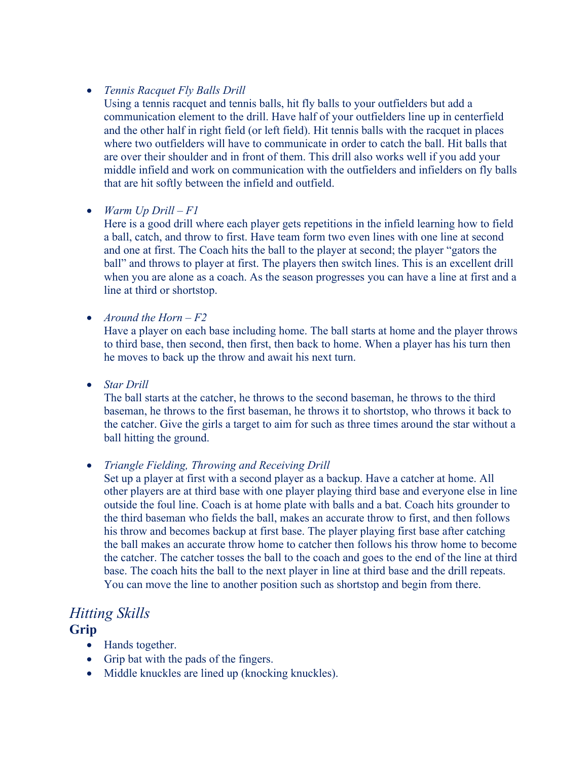- *Tennis Racquet Fly Balls Drill*
  Using a tennis racquet and tennis balls, hit fly balls to your outfielders but add a communication element to the drill. Have half of your outfielders line up in centerfield and the other half in right field (or left field). Hit tennis balls with the racquet in places where two outfielders will have to communicate in order to catch the ball. Hit balls that are over their shoulder and in front of them. This drill also works well if you add your middle infield and work on communication with the outfielders and infielders on fly balls that are hit softly between the infield and outfield.

- *Warm Up Drill – F1*
  Here is a good drill where each player gets repetitions in the infield learning how to field a ball, catch, and throw to first. Have team form two even lines with one line at second and one at first. The Coach hits the ball to the player at second; the player "gators the ball" and throws to player at first. The players then switch lines. This is an excellent drill when you are alone as a coach. As the season progresses you can have a line at first and a line at third or shortstop.

- *Around the Horn – F2*
  Have a player on each base including home. The ball starts at home and the player throws to third base, then second, then first, then back to home. When a player has his turn then he moves to back up the throw and await his next turn.

- *Star Drill*
  The ball starts at the catcher, he throws to the second baseman, he throws to the third baseman, he throws to the first baseman, he throws it to shortstop, who throws it back to the catcher. Give the girls a target to aim for such as three times around the star without a ball hitting the ground.

- *Triangle Fielding, Throwing and Receiving Drill*
  Set up a player at first with a second player as a backup. Have a catcher at home. All other players are at third base with one player playing third base and everyone else in line outside the foul line. Coach is at home plate with balls and a bat. Coach hits grounder to the third baseman who fields the ball, makes an accurate throw to first, and then follows his throw and becomes backup at first base. The player playing first base after catching the ball makes an accurate throw home to catcher then follows his throw home to become the catcher. The catcher tosses the ball to the coach and goes to the end of the line at third base. The coach hits the ball to the next player in line at third base and the drill repeats. You can move the line to another position such as shortstop and begin from there.

## *Hitting Skills*

### Grip

- Hands together.
- Grip bat with the pads of the fingers.
- Middle knuckles are lined up (knocking knuckles).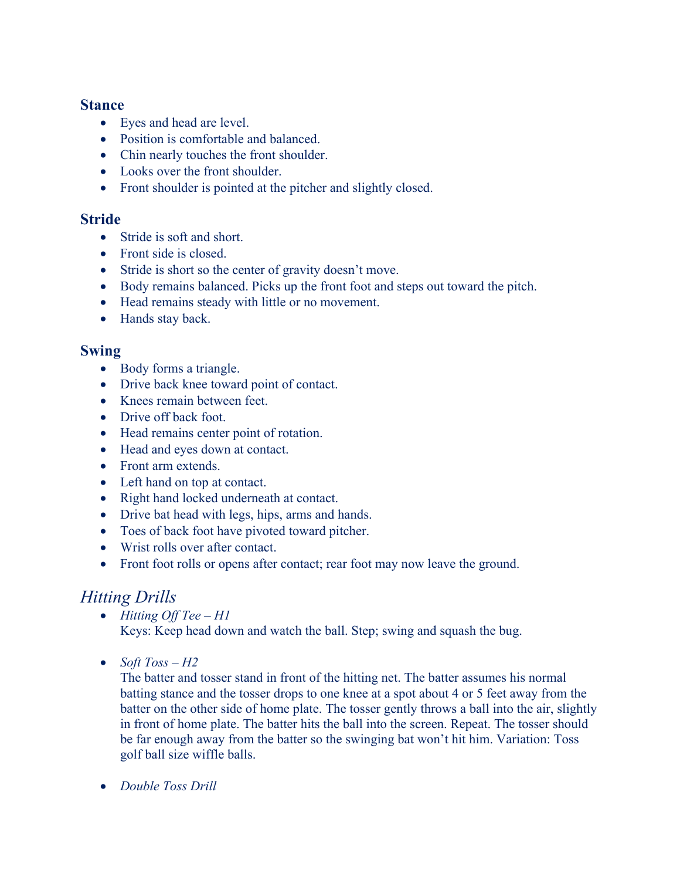### Stance

- Eyes and head are level.
- Position is comfortable and balanced.
- Chin nearly touches the front shoulder.
- Looks over the front shoulder.
- Front shoulder is pointed at the pitcher and slightly closed.

### Stride

- Stride is soft and short.
- Front side is closed.
- Stride is short so the center of gravity doesn't move.
- Body remains balanced. Picks up the front foot and steps out toward the pitch.
- Head remains steady with little or no movement.
- Hands stay back.

### Swing

- Body forms a triangle.
- Drive back knee toward point of contact.
- Knees remain between feet.
- Drive off back foot.
- Head remains center point of rotation.
- Head and eyes down at contact.
- Front arm extends.
- Left hand on top at contact.
- Right hand locked underneath at contact.
- Drive bat head with legs, hips, arms and hands.
- Toes of back foot have pivoted toward pitcher.
- Wrist rolls over after contact.
- Front foot rolls or opens after contact; rear foot may now leave the ground.

## *Hitting Drills*

- *Hitting Off Tee – H1*
  Keys: Keep head down and watch the ball. Step; swing and squash the bug.

- *Soft Toss – H2*
  The batter and tosser stand in front of the hitting net. The batter assumes his normal batting stance and the tosser drops to one knee at a spot about 4 or 5 feet away from the batter on the other side of home plate. The tosser gently throws a ball into the air, slightly in front of home plate. The batter hits the ball into the screen. Repeat. The tosser should be far enough away from the batter so the swinging bat won't hit him. Variation: Toss golf ball size wiffle balls.

- *Double Toss Drill*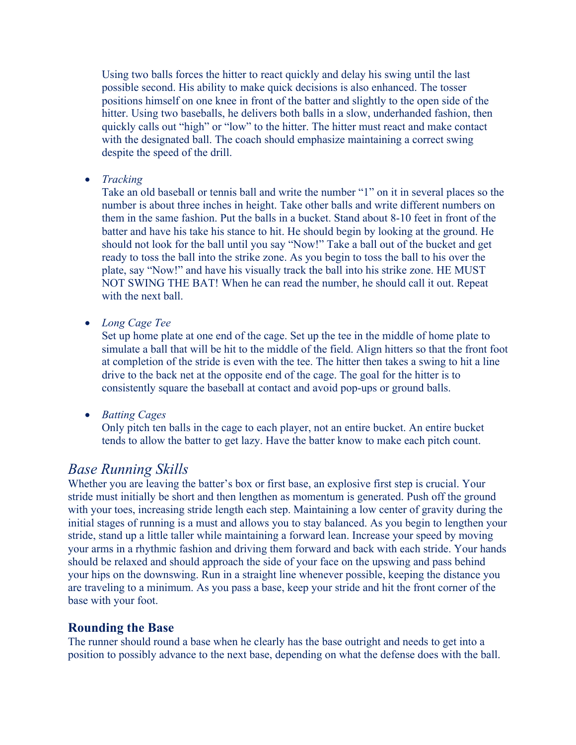Using two balls forces the hitter to react quickly and delay his swing until the last possible second. His ability to make quick decisions is also enhanced. The tosser positions himself on one knee in front of the batter and slightly to the open side of the hitter. Using two baseballs, he delivers both balls in a slow, underhanded fashion, then quickly calls out “high” or “low” to the hitter. The hitter must react and make contact with the designated ball. The coach should emphasize maintaining a correct swing despite the speed of the drill.

- *Tracking*
  Take an old baseball or tennis ball and write the number “1” on it in several places so the number is about three inches in height. Take other balls and write different numbers on them in the same fashion. Put the balls in a bucket. Stand about 8-10 feet in front of the batter and have his take his stance to hit. He should begin by looking at the ground. He should not look for the ball until you say “Now!” Take a ball out of the bucket and get ready to toss the ball into the strike zone. As you begin to toss the ball to his over the plate, say “Now!” and have his visually track the ball into his strike zone. HE MUST NOT SWING THE BAT! When he can read the number, he should call it out. Repeat with the next ball.

- *Long Cage Tee*
  Set up home plate at one end of the cage. Set up the tee in the middle of home plate to simulate a ball that will be hit to the middle of the field. Align hitters so that the front foot at completion of the stride is even with the tee. The hitter then takes a swing to hit a line drive to the back net at the opposite end of the cage. The goal for the hitter is to consistently square the baseball at contact and avoid pop-ups or ground balls.

- *Batting Cages*
  Only pitch ten balls in the cage to each player, not an entire bucket. An entire bucket tends to allow the batter to get lazy. Have the batter know to make each pitch count.

## *Base Running Skills*

Whether you are leaving the batter’s box or first base, an explosive first step is crucial. Your stride must initially be short and then lengthen as momentum is generated. Push off the ground with your toes, increasing stride length each step. Maintaining a low center of gravity during the initial stages of running is a must and allows you to stay balanced. As you begin to lengthen your stride, stand up a little taller while maintaining a forward lean. Increase your speed by moving your arms in a rhythmic fashion and driving them forward and back with each stride. Your hands should be relaxed and should approach the side of your face on the upswing and pass behind your hips on the downswing. Run in a straight line whenever possible, keeping the distance you are traveling to a minimum. As you pass a base, keep your stride and hit the front corner of the base with your foot.

### Rounding the Base

The runner should round a base when he clearly has the base outright and needs to get into a position to possibly advance to the next base, depending on what the defense does with the ball.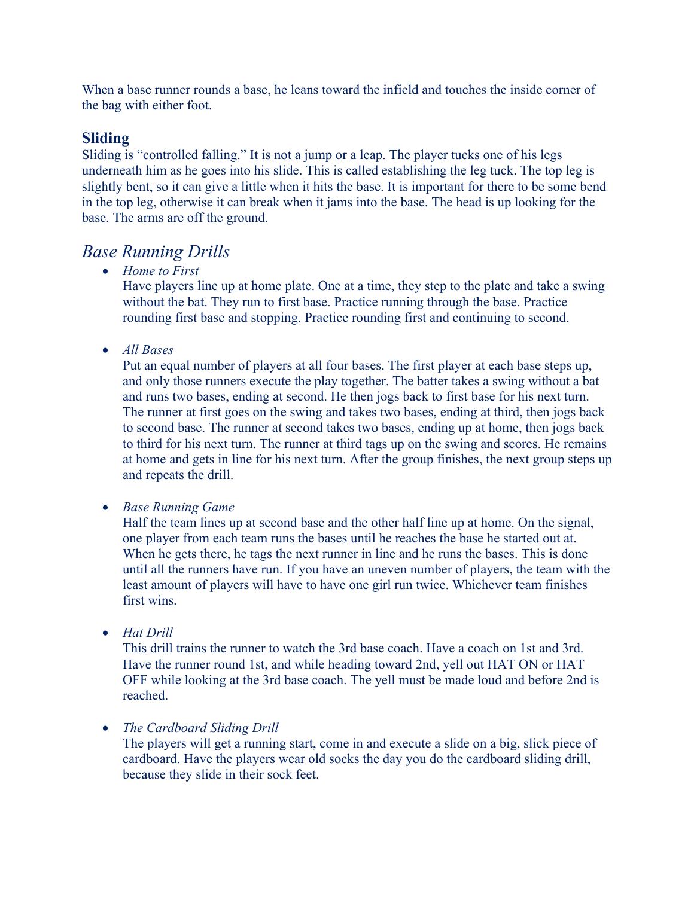When a base runner rounds a base, he leans toward the infield and touches the inside corner of the bag with either foot.

## Sliding

Sliding is "controlled falling." It is not a jump or a leap. The player tucks one of his legs underneath him as he goes into his slide. This is called establishing the leg tuck. The top leg is slightly bent, so it can give a little when it hits the base. It is important for there to be some bend in the top leg, otherwise it can break when it jams into the base. The head is up looking for the base. The arms are off the ground.

## *Base Running Drills*

- *Home to First*
  Have players line up at home plate. One at a time, they step to the plate and take a swing without the bat. They run to first base. Practice running through the base. Practice rounding first base and stopping. Practice rounding first and continuing to second.

- *All Bases*
  Put an equal number of players at all four bases. The first player at each base steps up, and only those runners execute the play together. The batter takes a swing without a bat and runs two bases, ending at second. He then jogs back to first base for his next turn. The runner at first goes on the swing and takes two bases, ending at third, then jogs back to second base. The runner at second takes two bases, ending up at home, then jogs back to third for his next turn. The runner at third tags up on the swing and scores. He remains at home and gets in line for his next turn. After the group finishes, the next group steps up and repeats the drill.

- *Base Running Game*
  Half the team lines up at second base and the other half line up at home. On the signal, one player from each team runs the bases until he reaches the base he started out at. When he gets there, he tags the next runner in line and he runs the bases. This is done until all the runners have run. If you have an uneven number of players, the team with the least amount of players will have to have one girl run twice. Whichever team finishes first wins.

- *Hat Drill*
  This drill trains the runner to watch the 3rd base coach. Have a coach on 1st and 3rd. Have the runner round 1st, and while heading toward 2nd, yell out HAT ON or HAT OFF while looking at the 3rd base coach. The yell must be made loud and before 2nd is reached.

- *The Cardboard Sliding Drill*
  The players will get a running start, come in and execute a slide on a big, slick piece of cardboard. Have the players wear old socks the day you do the cardboard sliding drill, because they slide in their sock feet.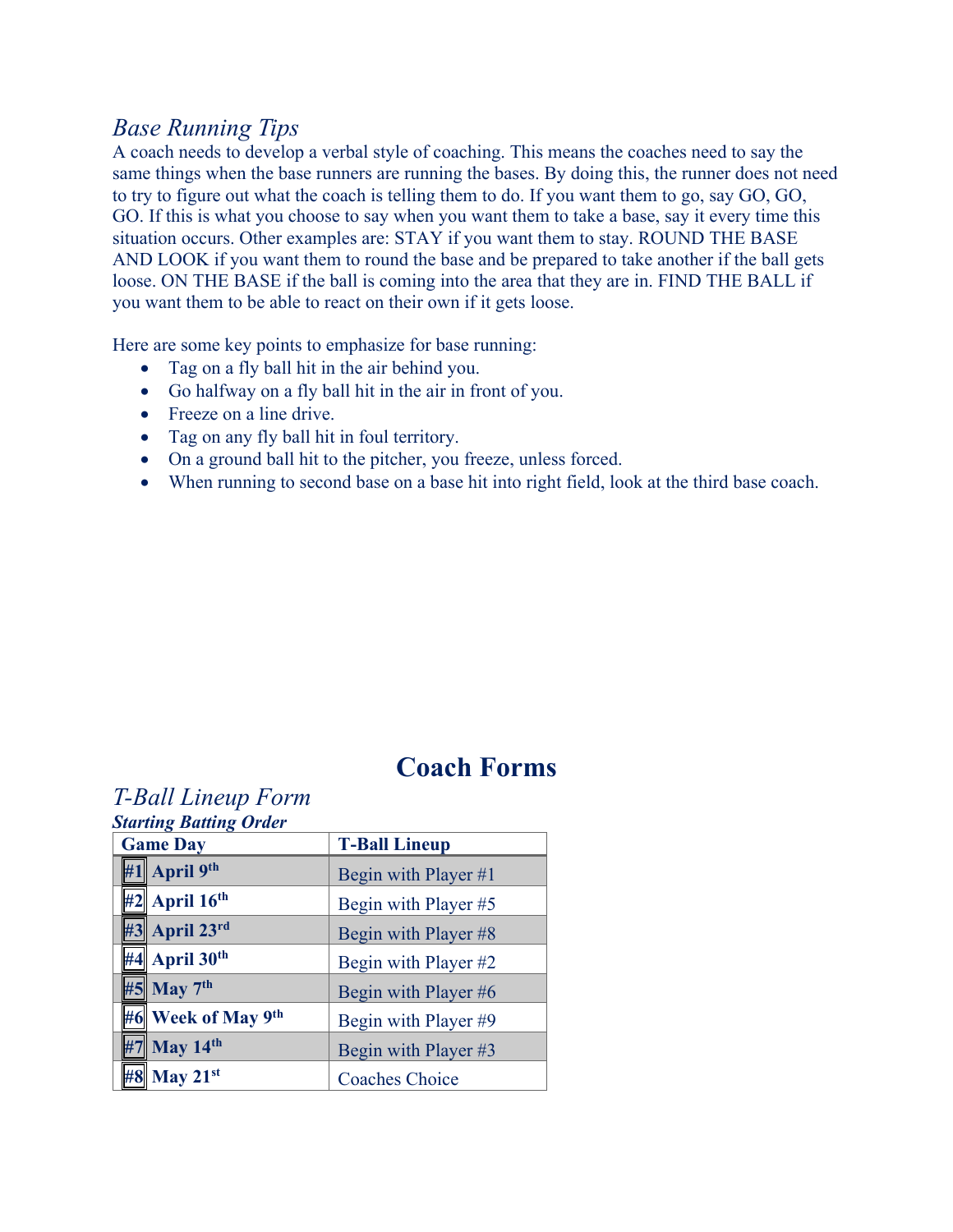### *Base Running Tips*

A coach needs to develop a verbal style of coaching. This means the coaches need to say the same things when the base runners are running the bases. By doing this, the runner does not need to try to figure out what the coach is telling them to do. If you want them to go, say GO, GO, GO. If this is what you choose to say when you want them to take a base, say it every time this situation occurs. Other examples are: STAY if you want them to stay. ROUND THE BASE AND LOOK if you want them to round the base and be prepared to take another if the ball gets loose. ON THE BASE if the ball is coming into the area that they are in. FIND THE BALL if you want them to be able to react on their own if it gets loose.

Here are some key points to emphasize for base running:

- Tag on a fly ball hit in the air behind you.
- Go halfway on a fly ball hit in the air in front of you.
- Freeze on a line drive.
- Tag on any fly ball hit in foul territory.
- On a ground ball hit to the pitcher, you freeze, unless forced.
- When running to second base on a base hit into right field, look at the third base coach.

## Coach Forms

### *T-Ball Lineup Form*

***Starting Batting Order***

| Game Day | T-Ball Lineup |
|---|---|
| **#1 April 9th** | Begin with Player #1 |
| **#2 April 16th** | Begin with Player #5 |
| **#3 April 23rd** | Begin with Player #8 |
| **#4 April 30th** | Begin with Player #2 |
| **#5 May 7th** | Begin with Player #6 |
| **#6 Week of May 9th** | Begin with Player #9 |
| **#7 May 14th** | Begin with Player #3 |
| **#8 May 21st** | Coaches Choice |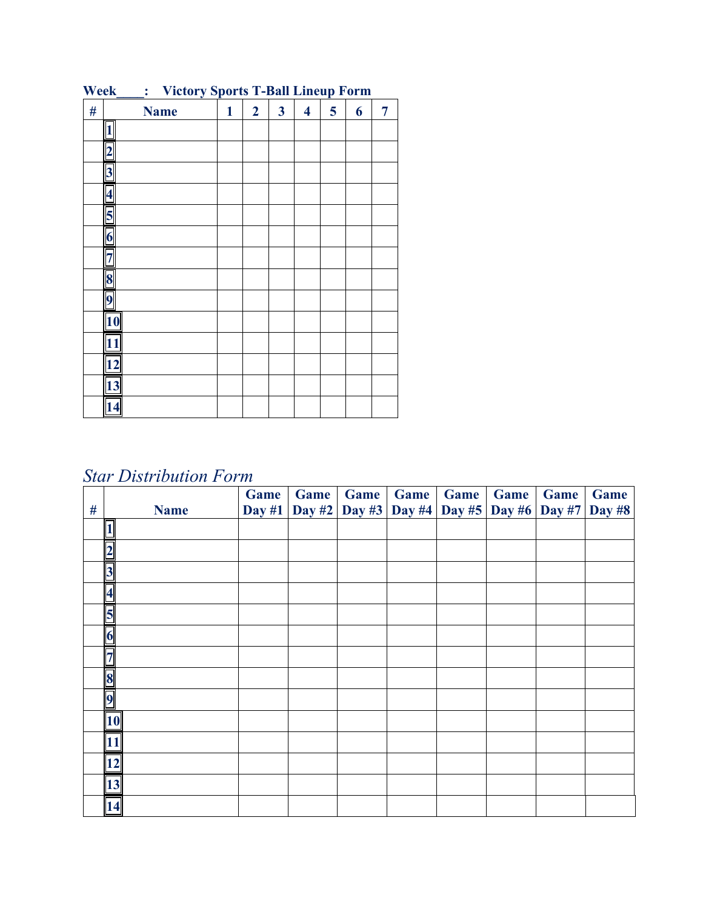**Week____: Victory Sports T-Ball Lineup Form**

| # | Name | 1 | 2 | 3 | 4 | 5 | 6 | 7 |
|---|---|---|---|---|---|---|---|---|
| | 1 | | | | | | | |
| | 2 | | | | | | | |
| | 3 | | | | | | | |
| | 4 | | | | | | | |
| | 5 | | | | | | | |
| | 6 | | | | | | | |
| | 7 | | | | | | | |
| | 8 | | | | | | | |
| | 9 | | | | | | | |
| | 10 | | | | | | | |
| | 11 | | | | | | | |
| | 12 | | | | | | | |
| | 13 | | | | | | | |
| | 14 | | | | | | | |

*Star Distribution Form*

| # | Name | Game Day #1 | Game Day #2 | Game Day #3 | Game Day #4 | Game Day #5 | Game Day #6 | Game Day #7 | Game Day #8 |
|---|---|---|---|---|---|---|---|---|---|
| | 1 | | | | | | | | |
| | 2 | | | | | | | | |
| | 3 | | | | | | | | |
| | 4 | | | | | | | | |
| | 5 | | | | | | | | |
| | 6 | | | | | | | | |
| | 7 | | | | | | | | |
| | 8 | | | | | | | | |
| | 9 | | | | | | | | |
| | 10 | | | | | | | | |
| | 11 | | | | | | | | |
| | 12 | | | | | | | | |
| | 13 | | | | | | | | |
| | 14 | | | | | | | | |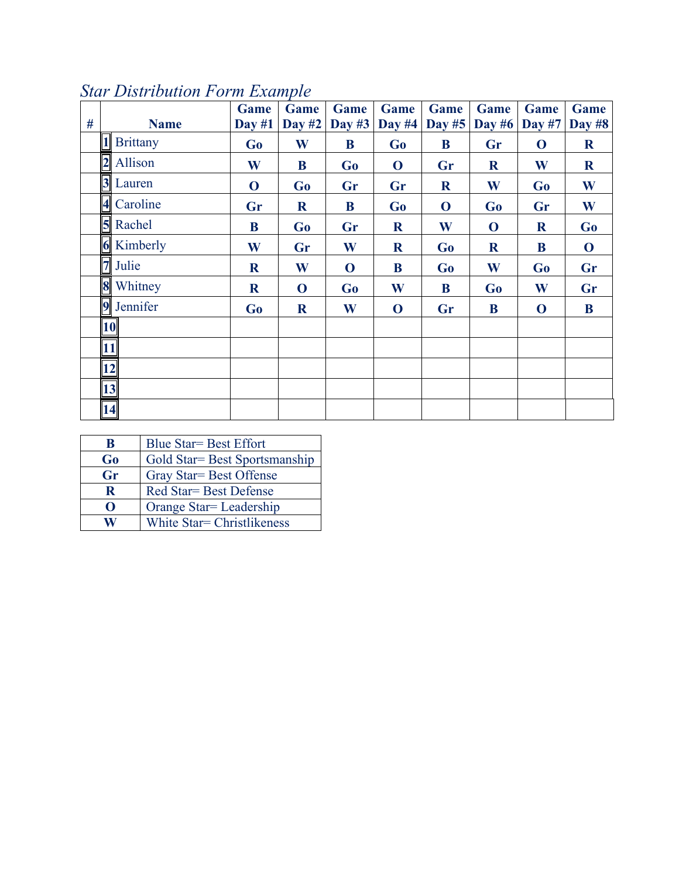*Star Distribution Form Example*

| # | Name | Game Day #1 | Game Day #2 | Game Day #3 | Game Day #4 | Game Day #5 | Game Day #6 | Game Day #7 | Game Day #8 |
|---|---|---|---|---|---|---|---|---|---|
| 1 | Brittany | Go | W | B | Go | B | Gr | O | R |
| 2 | Allison | W | B | Go | O | Gr | R | W | R |
| 3 | Lauren | O | Go | Gr | Gr | R | W | Go | W |
| 4 | Caroline | Gr | R | B | Go | O | Go | Gr | W |
| 5 | Rachel | B | Go | Gr | R | W | O | R | Go |
| 6 | Kimberly | W | Gr | W | R | Go | R | B | O |
| 7 | Julie | R | W | O | B | Go | W | Go | Gr |
| 8 | Whitney | R | O | Go | W | B | Go | W | Gr |
| 9 | Jennifer | Go | R | W | O | Gr | B | O | B |
| 10 | | | | | | | | | |
| 11 | | | | | | | | | |
| 12 | | | | | | | | | |
| 13 | | | | | | | | | |
| 14 | | | | | | | | | |

| | |
|---|---|
| B | Blue Star= Best Effort |
| Go | Gold Star= Best Sportsmanship |
| Gr | Gray Star= Best Offense |
| R | Red Star= Best Defense |
| O | Orange Star= Leadership |
| W | White Star= Christlikeness |